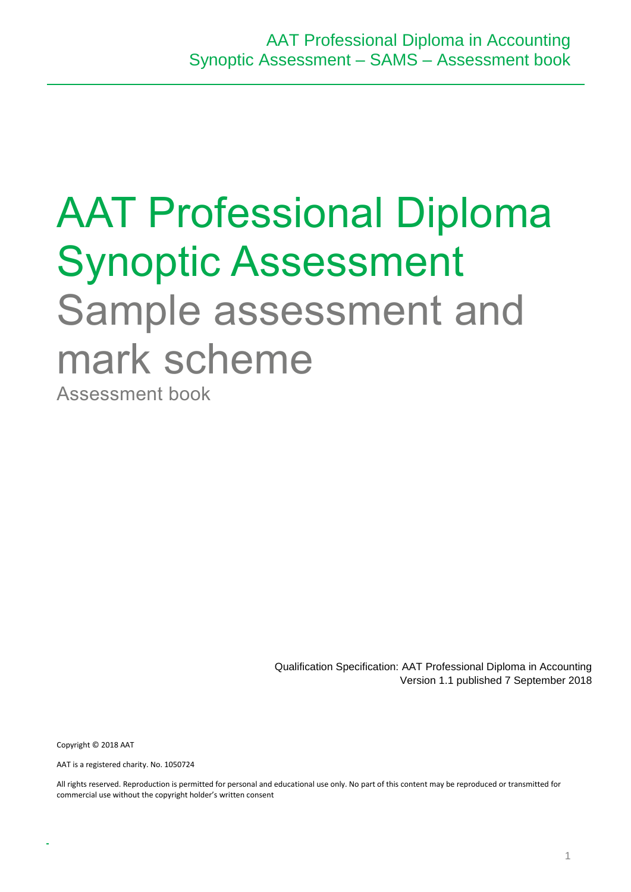# AAT Professional Diploma Synoptic Assessment

## Sample assessment and mark scheme

### Assessment book

Qualification Specification: AAT Professional Diploma in Accounting
Version 1.1 published 7 September 2018

Copyright © 2018 AAT

AAT is a registered charity. No. 1050724

All rights reserved. Reproduction is permitted for personal and educational use only. No part of this content may be reproduced or transmitted for commercial use without the copyright holder's written consent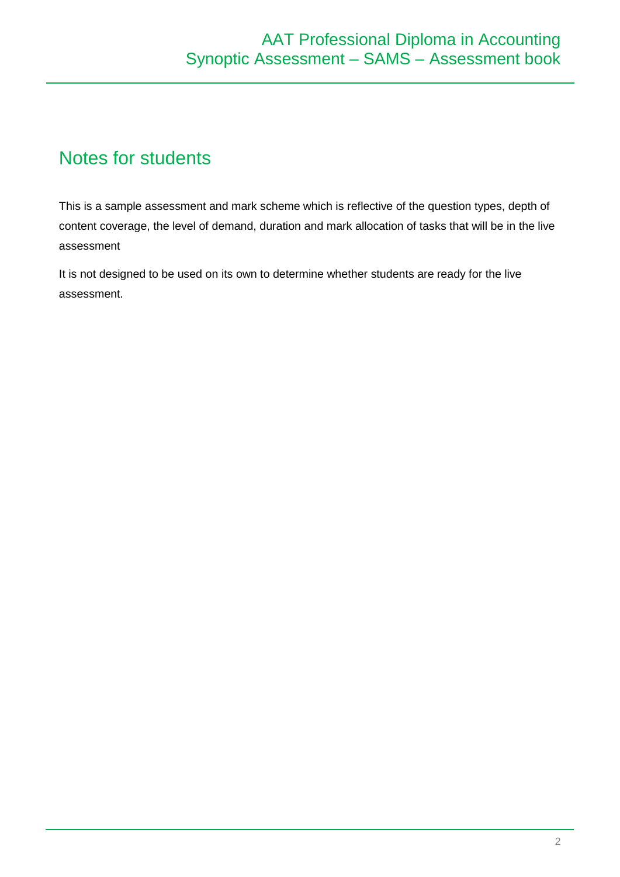## Notes for students

This is a sample assessment and mark scheme which is reflective of the question types, depth of content coverage, the level of demand, duration and mark allocation of tasks that will be in the live assessment

It is not designed to be used on its own to determine whether students are ready for the live assessment.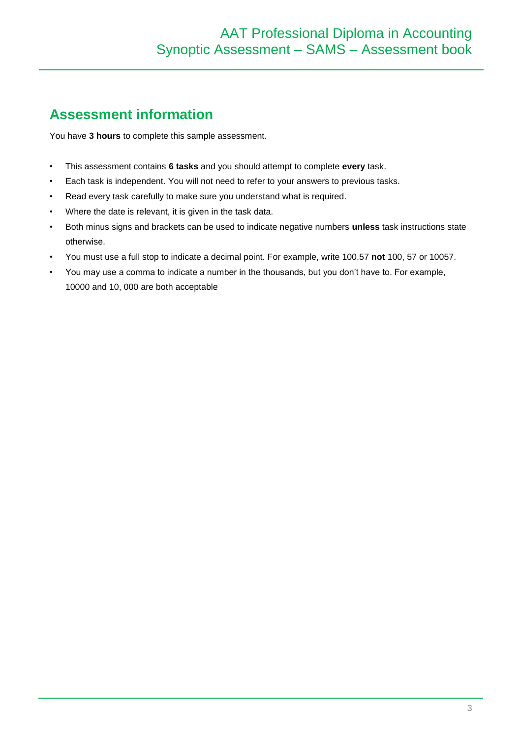## Assessment information

You have **3 hours** to complete this sample assessment.

- This assessment contains **6 tasks** and you should attempt to complete **every** task.
- Each task is independent. You will not need to refer to your answers to previous tasks.
- Read every task carefully to make sure you understand what is required.
- Where the date is relevant, it is given in the task data.
- Both minus signs and brackets can be used to indicate negative numbers **unless** task instructions state otherwise.
- You must use a full stop to indicate a decimal point. For example, write 100.57 **not** 100, 57 or 10057.
- You may use a comma to indicate a number in the thousands, but you don't have to. For example, 10000 and 10, 000 are both acceptable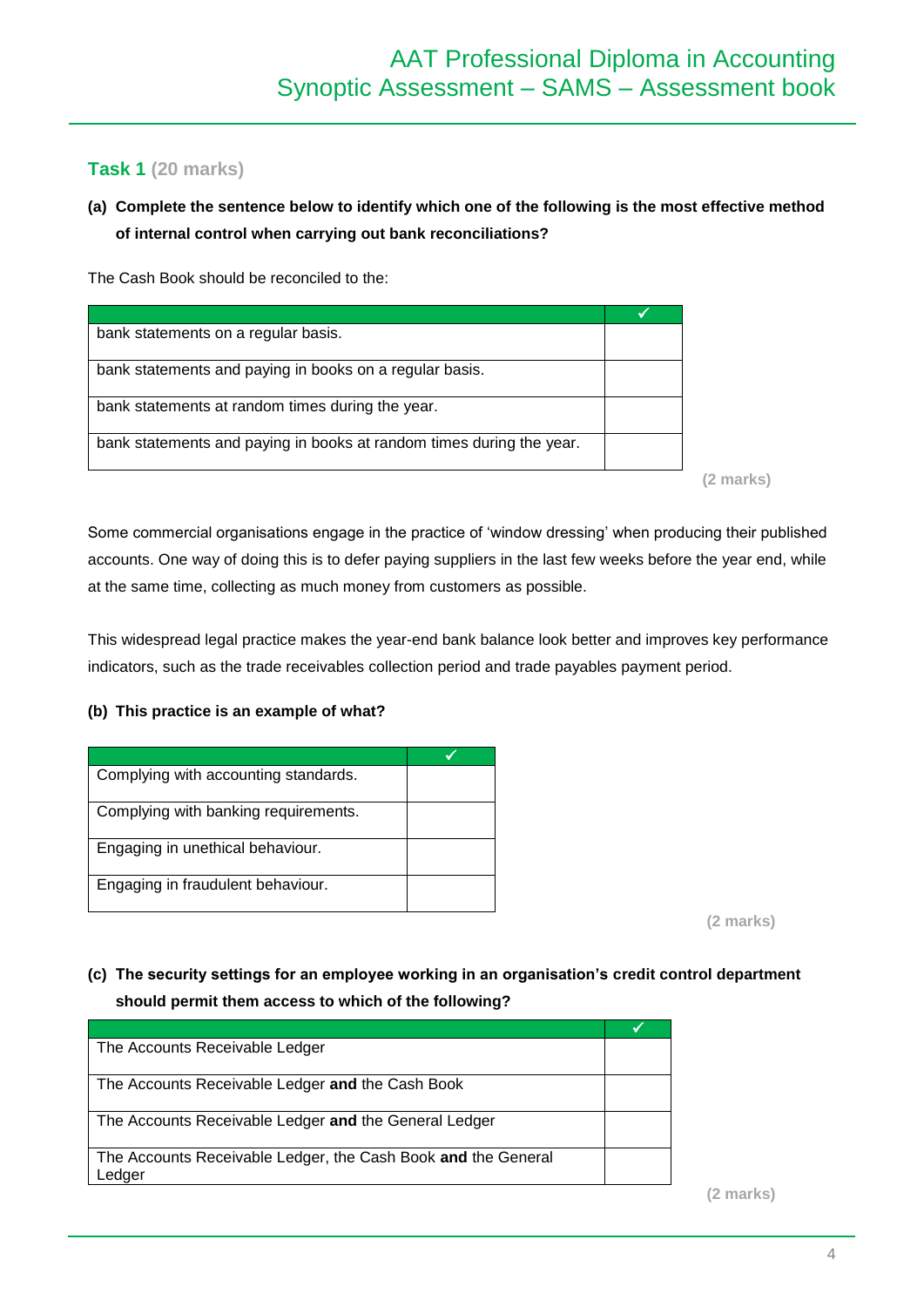## Task 1 (20 marks)

**(a) Complete the sentence below to identify which one of the following is the most effective method of internal control when carrying out bank reconciliations?**

The Cash Book should be reconciled to the:

| | ✓ |
|---|---|
| bank statements on a regular basis. | |
| bank statements and paying in books on a regular basis. | |
| bank statements at random times during the year. | |
| bank statements and paying in books at random times during the year. | |

**(2 marks)**

Some commercial organisations engage in the practice of 'window dressing' when producing their published accounts. One way of doing this is to defer paying suppliers in the last few weeks before the year end, while at the same time, collecting as much money from customers as possible.

This widespread legal practice makes the year-end bank balance look better and improves key performance indicators, such as the trade receivables collection period and trade payables payment period.

**(b) This practice is an example of what?**

| | ✓ |
|---|---|
| Complying with accounting standards. | |
| Complying with banking requirements. | |
| Engaging in unethical behaviour. | |
| Engaging in fraudulent behaviour. | |

**(2 marks)**

**(c) The security settings for an employee working in an organisation's credit control department should permit them access to which of the following?**

| | ✓ |
|---|---|
| The Accounts Receivable Ledger | |
| The Accounts Receivable Ledger **and** the Cash Book | |
| The Accounts Receivable Ledger **and** the General Ledger | |
| The Accounts Receivable Ledger, the Cash Book **and** the General Ledger | |

**(2 marks)**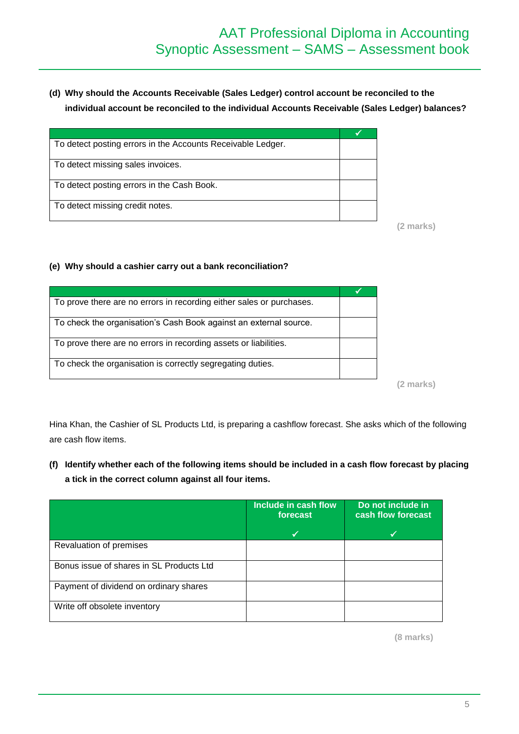**(d) Why should the Accounts Receivable (Sales Ledger) control account be reconciled to the individual account be reconciled to the individual Accounts Receivable (Sales Ledger) balances?**

| | ✓ |
|---|---|
| To detect posting errors in the Accounts Receivable Ledger. | |
| To detect missing sales invoices. | |
| To detect posting errors in the Cash Book. | |
| To detect missing credit notes. | |

**(2 marks)**

**(e) Why should a cashier carry out a bank reconciliation?**

| | ✓ |
|---|---|
| To prove there are no errors in recording either sales or purchases. | |
| To check the organisation's Cash Book against an external source. | |
| To prove there are no errors in recording assets or liabilities. | |
| To check the organisation is correctly segregating duties. | |

**(2 marks)**

Hina Khan, the Cashier of SL Products Ltd, is preparing a cashflow forecast. She asks which of the following are cash flow items.

**(f) Identify whether each of the following items should be included in a cash flow forecast by placing a tick in the correct column against all four items.**

| | Include in cash flow forecast ✓ | Do not include in cash flow forecast ✓ |
|---|---|---|
| Revaluation of premises | | |
| Bonus issue of shares in SL Products Ltd | | |
| Payment of dividend on ordinary shares | | |
| Write off obsolete inventory | | |

**(8 marks)**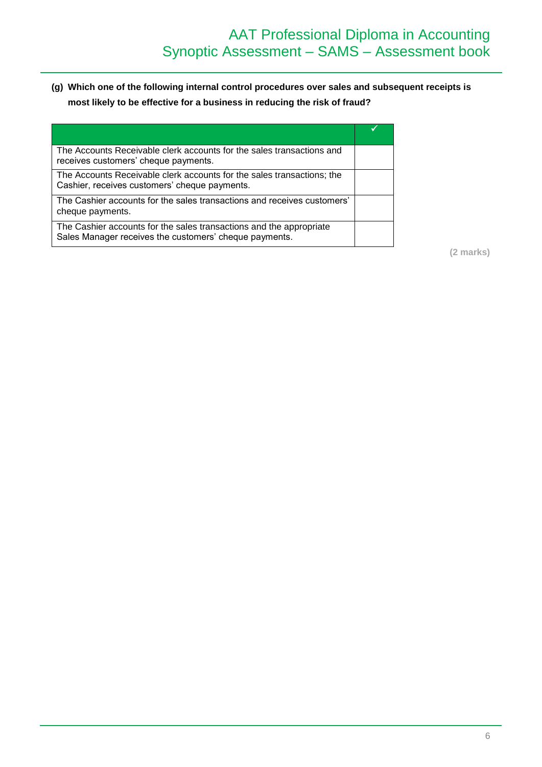**(g) Which one of the following internal control procedures over sales and subsequent receipts is most likely to be effective for a business in reducing the risk of fraud?**

| | ✓ |
|---|---|
| The Accounts Receivable clerk accounts for the sales transactions and receives customers' cheque payments. | |
| The Accounts Receivable clerk accounts for the sales transactions; the Cashier, receives customers' cheque payments. | |
| The Cashier accounts for the sales transactions and receives customers' cheque payments. | |
| The Cashier accounts for the sales transactions and the appropriate Sales Manager receives the customers' cheque payments. | |

**(2 marks)**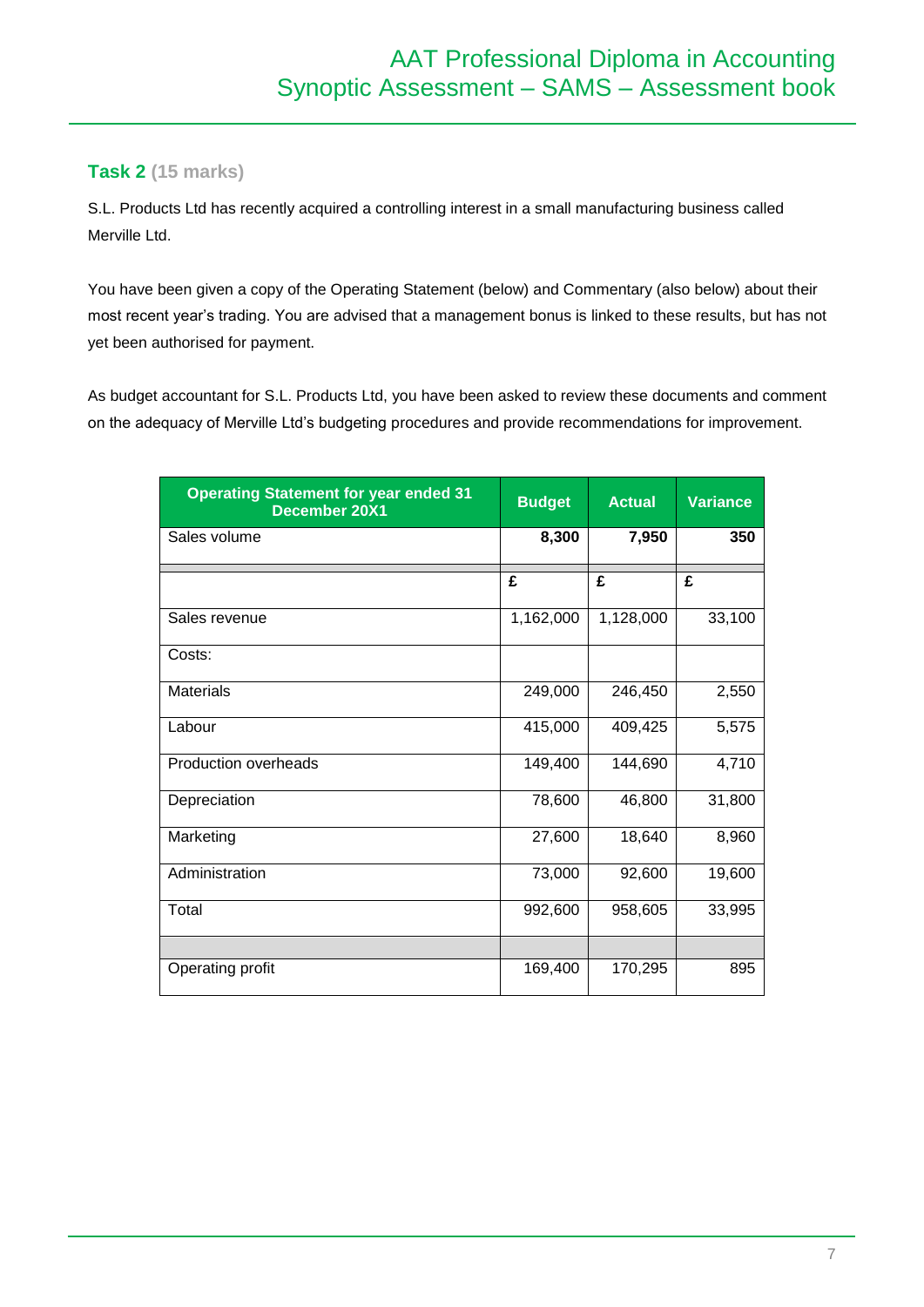## Task 2 (15 marks)

S.L. Products Ltd has recently acquired a controlling interest in a small manufacturing business called Merville Ltd.

You have been given a copy of the Operating Statement (below) and Commentary (also below) about their most recent year's trading. You are advised that a management bonus is linked to these results, but has not yet been authorised for payment.

As budget accountant for S.L. Products Ltd, you have been asked to review these documents and comment on the adequacy of Merville Ltd's budgeting procedures and provide recommendations for improvement.

| Operating Statement for year ended 31 December 20X1 | Budget | Actual | Variance |
|---|---|---|---|
| Sales volume | **8,300** | **7,950** | **350** |
| | | | |
| | **£** | **£** | **£** |
| Sales revenue | 1,162,000 | 1,128,000 | 33,100 |
| Costs: | | | |
| Materials | 249,000 | 246,450 | 2,550 |
| Labour | 415,000 | 409,425 | 5,575 |
| Production overheads | 149,400 | 144,690 | 4,710 |
| Depreciation | 78,600 | 46,800 | 31,800 |
| Marketing | 27,600 | 18,640 | 8,960 |
| Administration | 73,000 | 92,600 | 19,600 |
| Total | 992,600 | 958,605 | 33,995 |
| | | | |
| Operating profit | 169,400 | 170,295 | 895 |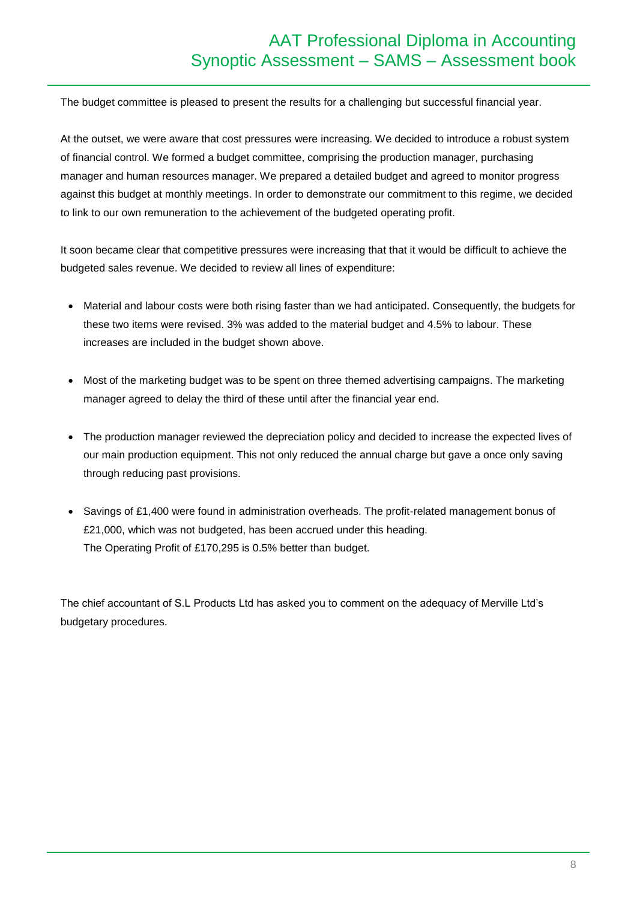The budget committee is pleased to present the results for a challenging but successful financial year.

At the outset, we were aware that cost pressures were increasing. We decided to introduce a robust system of financial control. We formed a budget committee, comprising the production manager, purchasing manager and human resources manager. We prepared a detailed budget and agreed to monitor progress against this budget at monthly meetings. In order to demonstrate our commitment to this regime, we decided to link to our own remuneration to the achievement of the budgeted operating profit.

It soon became clear that competitive pressures were increasing that that it would be difficult to achieve the budgeted sales revenue. We decided to review all lines of expenditure:

- Material and labour costs were both rising faster than we had anticipated. Consequently, the budgets for these two items were revised. 3% was added to the material budget and 4.5% to labour. These increases are included in the budget shown above.

- Most of the marketing budget was to be spent on three themed advertising campaigns. The marketing manager agreed to delay the third of these until after the financial year end.

- The production manager reviewed the depreciation policy and decided to increase the expected lives of our main production equipment. This not only reduced the annual charge but gave a once only saving through reducing past provisions.

- Savings of £1,400 were found in administration overheads. The profit-related management bonus of £21,000, which was not budgeted, has been accrued under this heading.
  The Operating Profit of £170,295 is 0.5% better than budget.

The chief accountant of S.L Products Ltd has asked you to comment on the adequacy of Merville Ltd's budgetary procedures.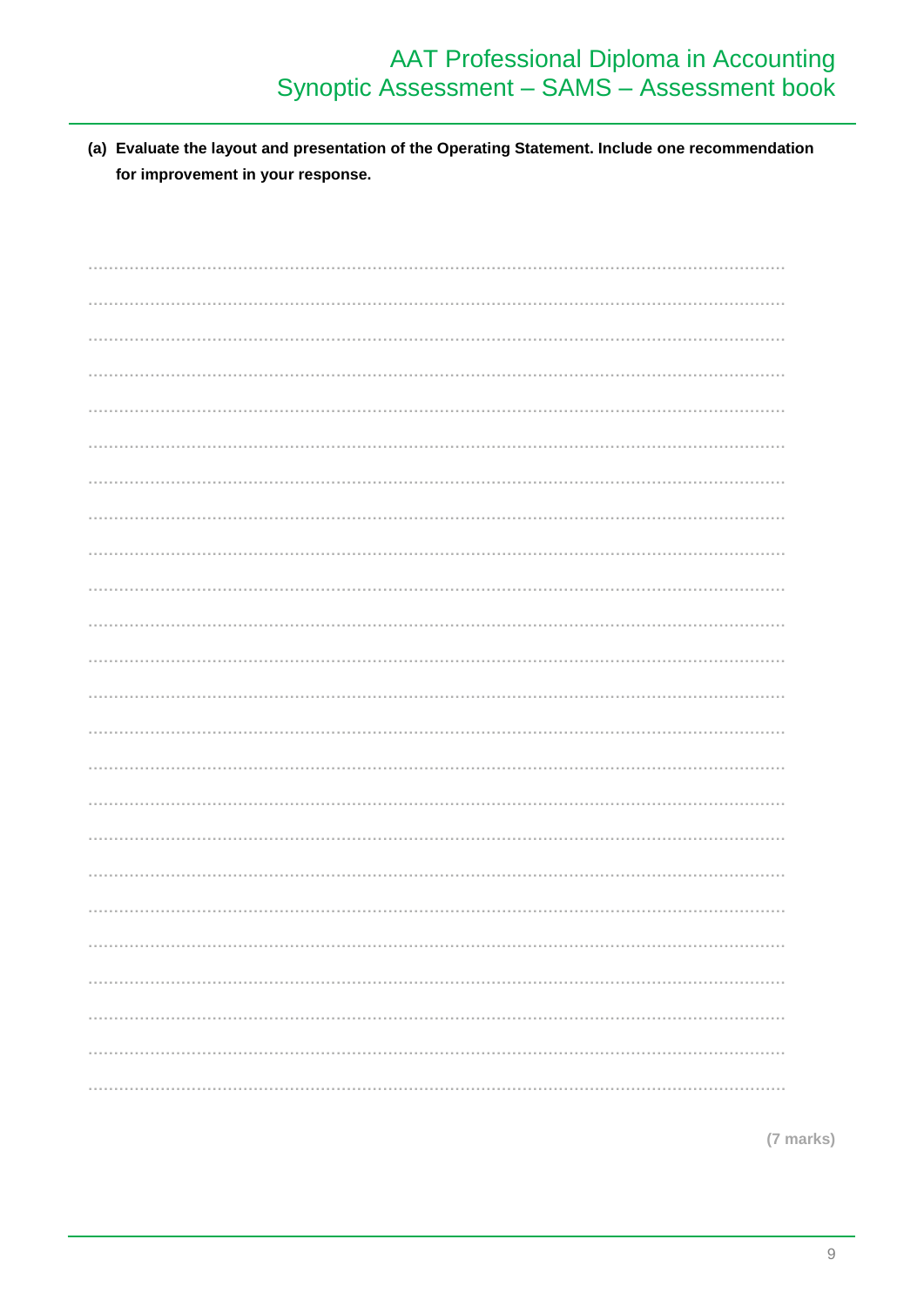**(a) Evaluate the layout and presentation of the Operating Statement. Include one recommendation for improvement in your response.**

.......................................................................................................................................................

.......................................................................................................................................................

.......................................................................................................................................................

.......................................................................................................................................................

.......................................................................................................................................................

.......................................................................................................................................................

.......................................................................................................................................................

.......................................................................................................................................................

.......................................................................................................................................................

.......................................................................................................................................................

.......................................................................................................................................................

.......................................................................................................................................................

.......................................................................................................................................................

.......................................................................................................................................................

.......................................................................................................................................................

.......................................................................................................................................................

.......................................................................................................................................................

.......................................................................................................................................................

.......................................................................................................................................................

.......................................................................................................................................................

.......................................................................................................................................................

.......................................................................................................................................................

.......................................................................................................................................................

.......................................................................................................................................................

(7 marks)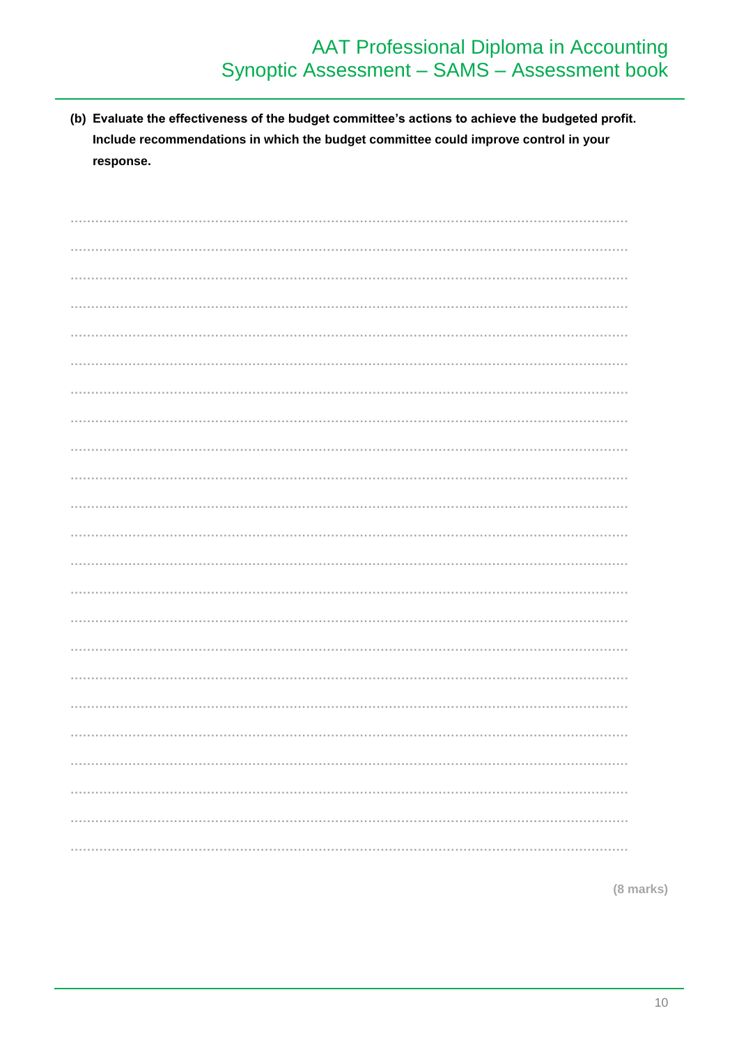**(b) Evaluate the effectiveness of the budget committee's actions to achieve the budgeted profit. Include recommendations in which the budget committee could improve control in your response.**

(8 marks)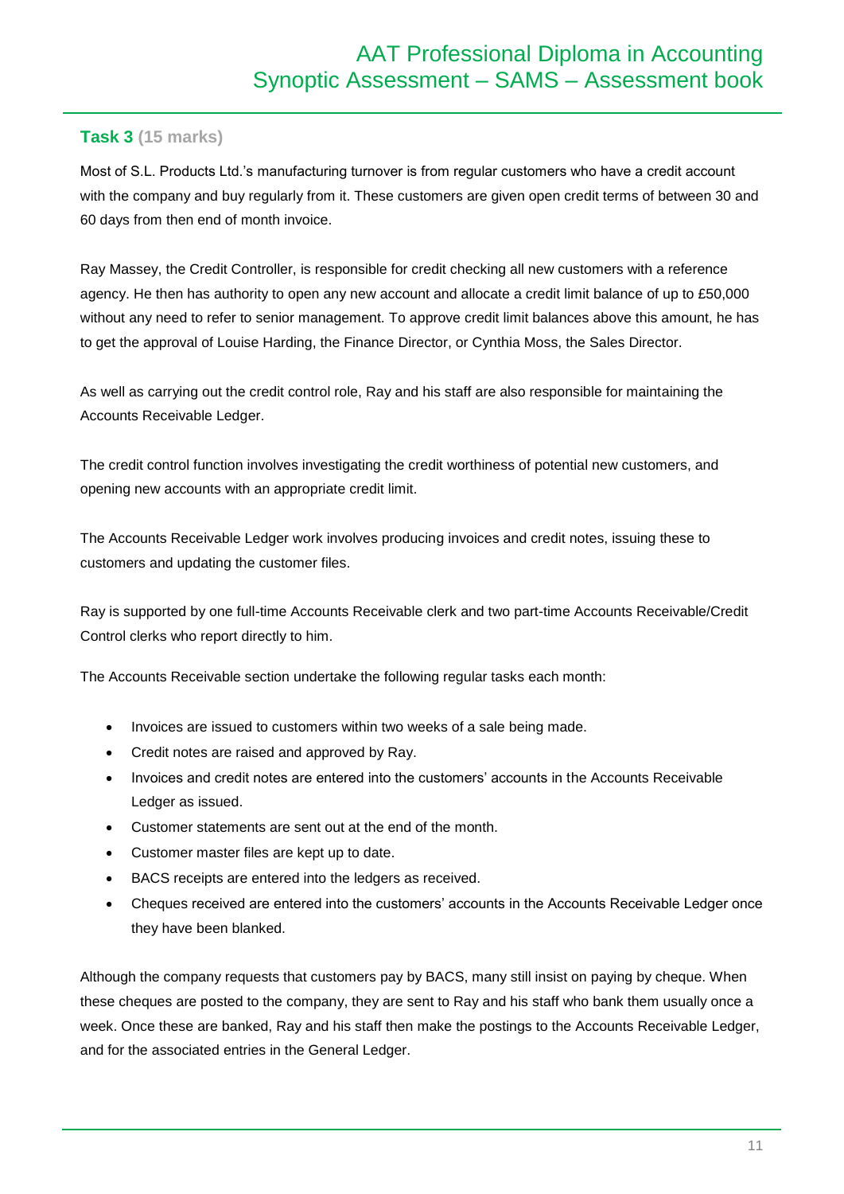## Task 3 (15 marks)

Most of S.L. Products Ltd.'s manufacturing turnover is from regular customers who have a credit account with the company and buy regularly from it. These customers are given open credit terms of between 30 and 60 days from then end of month invoice.

Ray Massey, the Credit Controller, is responsible for credit checking all new customers with a reference agency. He then has authority to open any new account and allocate a credit limit balance of up to £50,000 without any need to refer to senior management. To approve credit limit balances above this amount, he has to get the approval of Louise Harding, the Finance Director, or Cynthia Moss, the Sales Director.

As well as carrying out the credit control role, Ray and his staff are also responsible for maintaining the Accounts Receivable Ledger.

The credit control function involves investigating the credit worthiness of potential new customers, and opening new accounts with an appropriate credit limit.

The Accounts Receivable Ledger work involves producing invoices and credit notes, issuing these to customers and updating the customer files.

Ray is supported by one full-time Accounts Receivable clerk and two part-time Accounts Receivable/Credit Control clerks who report directly to him.

The Accounts Receivable section undertake the following regular tasks each month:

- Invoices are issued to customers within two weeks of a sale being made.
- Credit notes are raised and approved by Ray.
- Invoices and credit notes are entered into the customers' accounts in the Accounts Receivable Ledger as issued.
- Customer statements are sent out at the end of the month.
- Customer master files are kept up to date.
- BACS receipts are entered into the ledgers as received.
- Cheques received are entered into the customers' accounts in the Accounts Receivable Ledger once they have been blanked.

Although the company requests that customers pay by BACS, many still insist on paying by cheque. When these cheques are posted to the company, they are sent to Ray and his staff who bank them usually once a week. Once these are banked, Ray and his staff then make the postings to the Accounts Receivable Ledger, and for the associated entries in the General Ledger.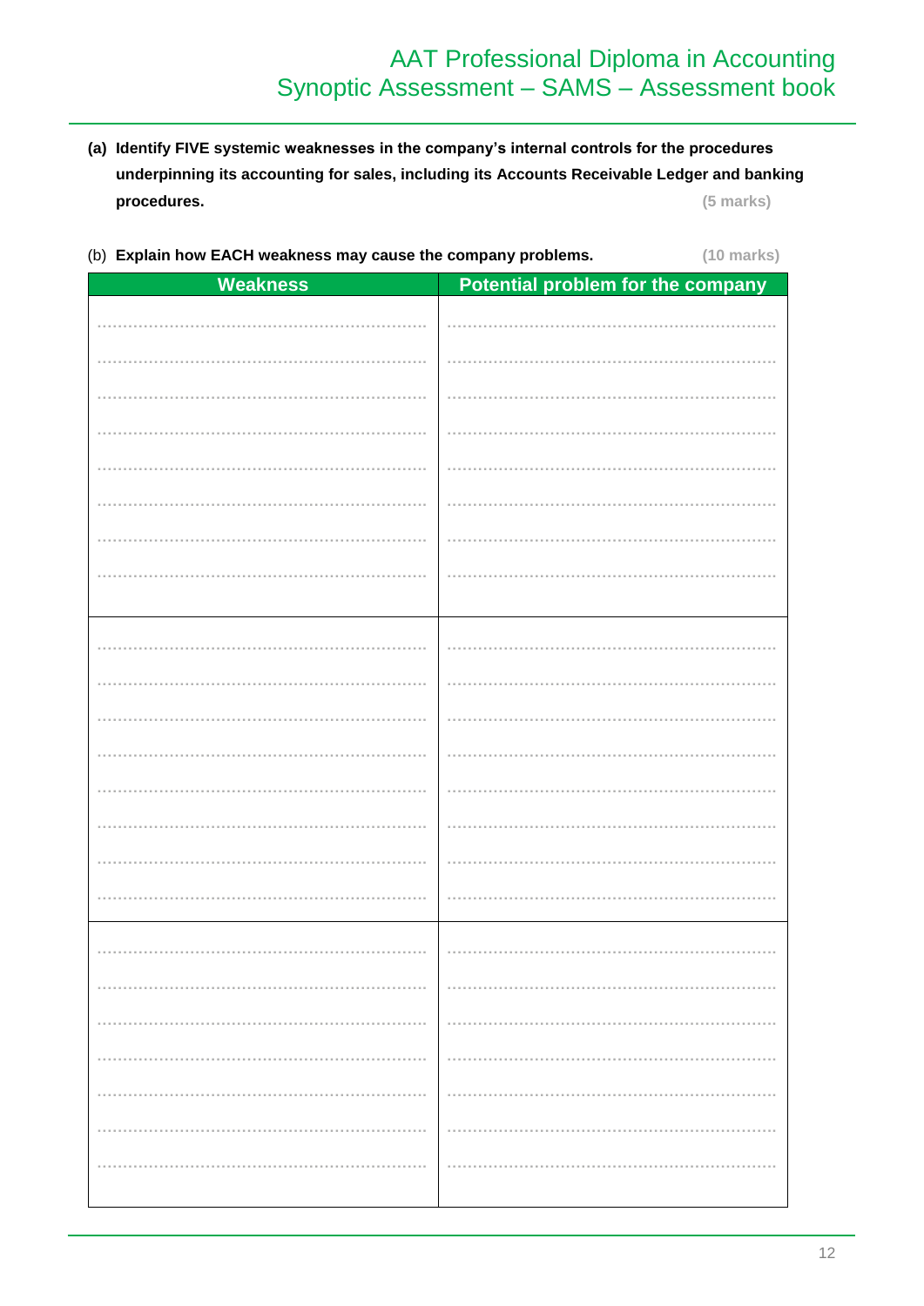**(a) Identify FIVE systemic weaknesses in the company's internal controls for the procedures underpinning its accounting for sales, including its Accounts Receivable Ledger and banking procedures.** **(5 marks)**

(b) **Explain how EACH weakness may cause the company problems.** **(10 marks)**

| Weakness | Potential problem for the company |
|---|---|
| | |
| | |
| | |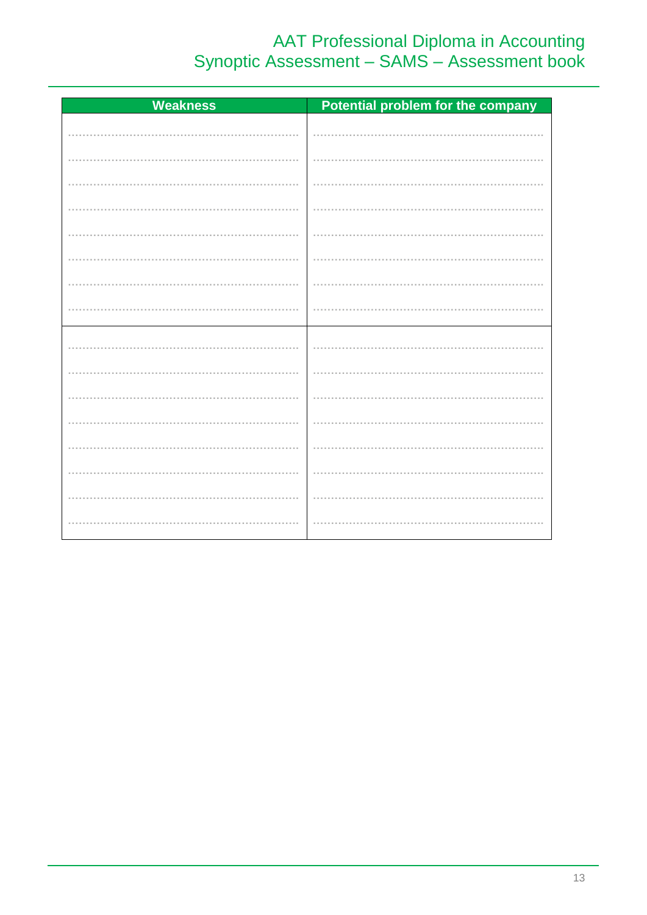| Weakness | Potential problem for the company |
| --- | --- |
| | |
| | |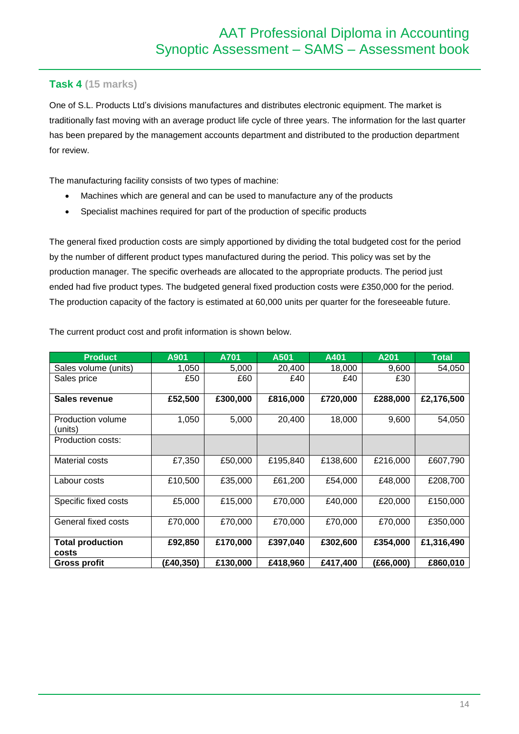## Task 4 (15 marks)

One of S.L. Products Ltd's divisions manufactures and distributes electronic equipment. The market is traditionally fast moving with an average product life cycle of three years. The information for the last quarter has been prepared by the management accounts department and distributed to the production department for review.

The manufacturing facility consists of two types of machine:

- Machines which are general and can be used to manufacture any of the products
- Specialist machines required for part of the production of specific products

The general fixed production costs are simply apportioned by dividing the total budgeted cost for the period by the number of different product types manufactured during the period. This policy was set by the production manager. The specific overheads are allocated to the appropriate products. The period just ended had five product types. The budgeted general fixed production costs were £350,000 for the period. The production capacity of the factory is estimated at 60,000 units per quarter for the foreseeable future.

The current product cost and profit information is shown below.

| Product | A901 | A701 | A501 | A401 | A201 | Total |
|---|---|---|---|---|---|---|
| Sales volume (units) | 1,050 | 5,000 | 20,400 | 18,000 | 9,600 | 54,050 |
| Sales price | £50 | £60 | £40 | £40 | £30 | |
| **Sales revenue** | **£52,500** | **£300,000** | **£816,000** | **£720,000** | **£288,000** | **£2,176,500** |
| Production volume (units) | 1,050 | 5,000 | 20,400 | 18,000 | 9,600 | 54,050 |
| Production costs: | | | | | | |
| Material costs | £7,350 | £50,000 | £195,840 | £138,600 | £216,000 | £607,790 |
| Labour costs | £10,500 | £35,000 | £61,200 | £54,000 | £48,000 | £208,700 |
| Specific fixed costs | £5,000 | £15,000 | £70,000 | £40,000 | £20,000 | £150,000 |
| General fixed costs | £70,000 | £70,000 | £70,000 | £70,000 | £70,000 | £350,000 |
| **Total production costs** | **£92,850** | **£170,000** | **£397,040** | **£302,600** | **£354,000** | **£1,316,490** |
| **Gross profit** | **(£40,350)** | **£130,000** | **£418,960** | **£417,400** | **(£66,000)** | **£860,010** |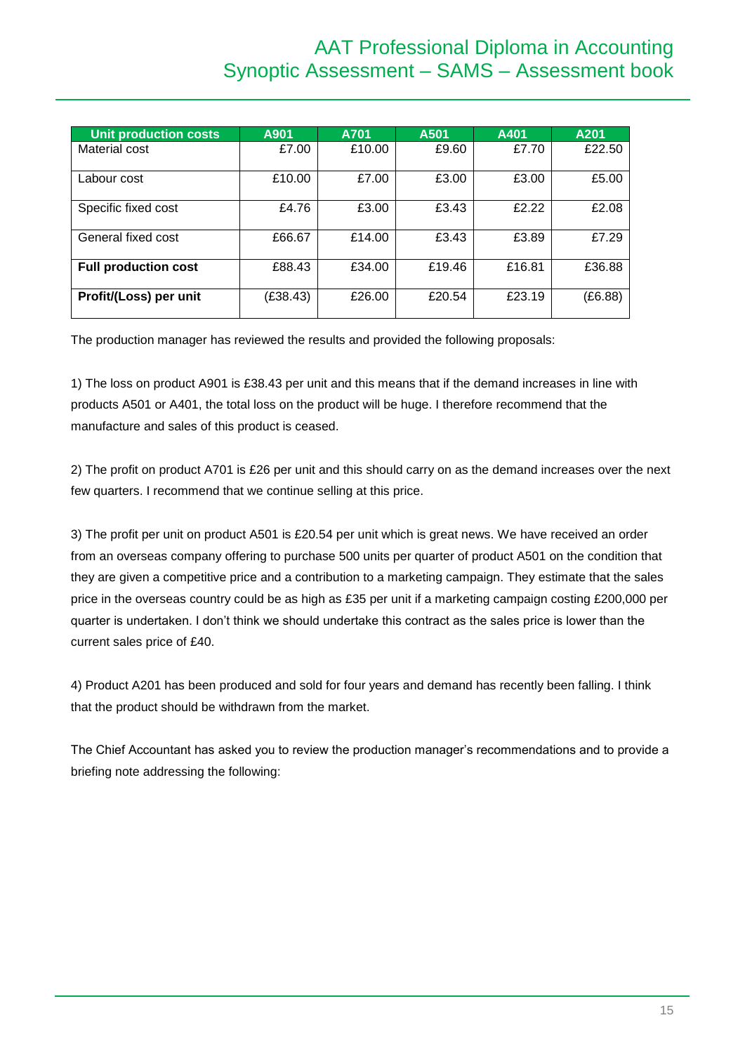| Unit production costs | A901 | A701 | A501 | A401 | A201 |
|---|---|---|---|---|---|
| Material cost | £7.00 | £10.00 | £9.60 | £7.70 | £22.50 |
| Labour cost | £10.00 | £7.00 | £3.00 | £3.00 | £5.00 |
| Specific fixed cost | £4.76 | £3.00 | £3.43 | £2.22 | £2.08 |
| General fixed cost | £66.67 | £14.00 | £3.43 | £3.89 | £7.29 |
| **Full production cost** | £88.43 | £34.00 | £19.46 | £16.81 | £36.88 |
| **Profit/(Loss) per unit** | (£38.43) | £26.00 | £20.54 | £23.19 | (£6.88) |

The production manager has reviewed the results and provided the following proposals:

1) The loss on product A901 is £38.43 per unit and this means that if the demand increases in line with products A501 or A401, the total loss on the product will be huge. I therefore recommend that the manufacture and sales of this product is ceased.

2) The profit on product A701 is £26 per unit and this should carry on as the demand increases over the next few quarters. I recommend that we continue selling at this price.

3) The profit per unit on product A501 is £20.54 per unit which is great news. We have received an order from an overseas company offering to purchase 500 units per quarter of product A501 on the condition that they are given a competitive price and a contribution to a marketing campaign. They estimate that the sales price in the overseas country could be as high as £35 per unit if a marketing campaign costing £200,000 per quarter is undertaken. I don't think we should undertake this contract as the sales price is lower than the current sales price of £40.

4) Product A201 has been produced and sold for four years and demand has recently been falling. I think that the product should be withdrawn from the market.

The Chief Accountant has asked you to review the production manager's recommendations and to provide a briefing note addressing the following: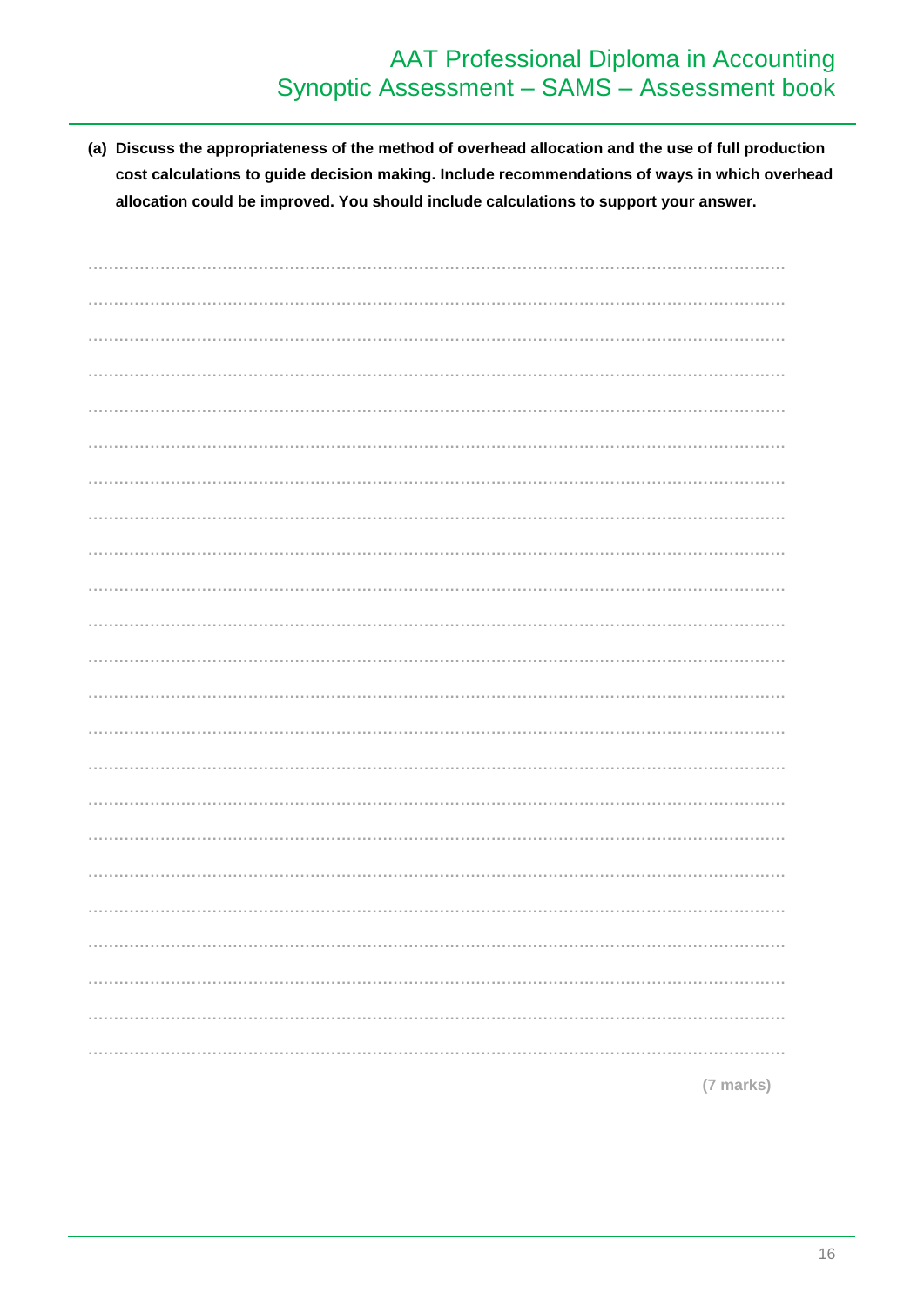**(a) Discuss the appropriateness of the method of overhead allocation and the use of full production cost calculations to guide decision making. Include recommendations of ways in which overhead allocation could be improved. You should include calculations to support your answer.**

**(7 marks)**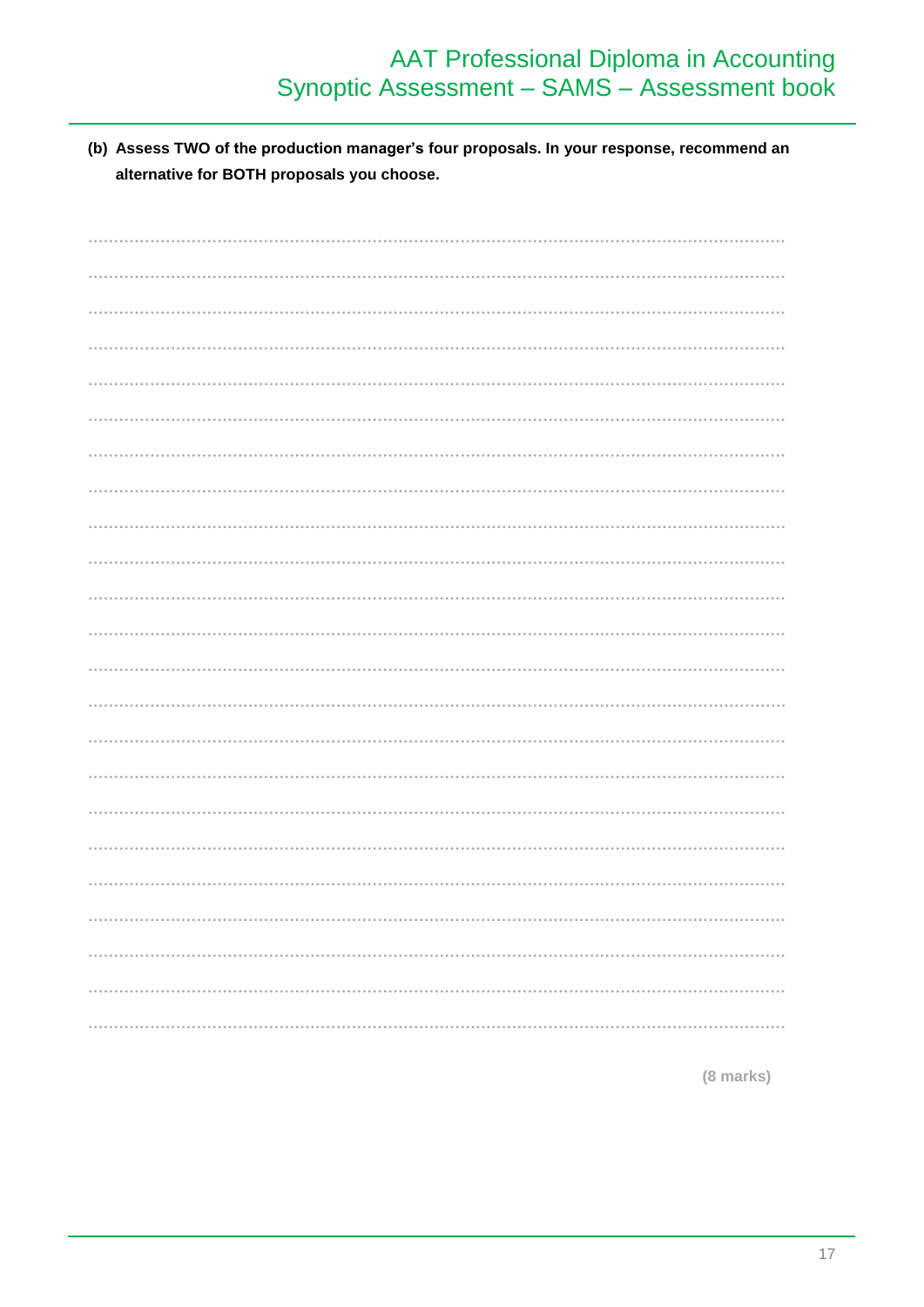**(b) Assess TWO of the production manager's four proposals. In your response, recommend an alternative for BOTH proposals you choose.**

.......................................................................................................................................

.......................................................................................................................................

.......................................................................................................................................

.......................................................................................................................................

.......................................................................................................................................

.......................................................................................................................................

.......................................................................................................................................

.......................................................................................................................................

.......................................................................................................................................

.......................................................................................................................................

.......................................................................................................................................

.......................................................................................................................................

.......................................................................................................................................

.......................................................................................................................................

.......................................................................................................................................

.......................................................................................................................................

.......................................................................................................................................

.......................................................................................................................................

.......................................................................................................................................

.......................................................................................................................................

.......................................................................................................................................

.......................................................................................................................................

.......................................................................................................................................

(8 marks)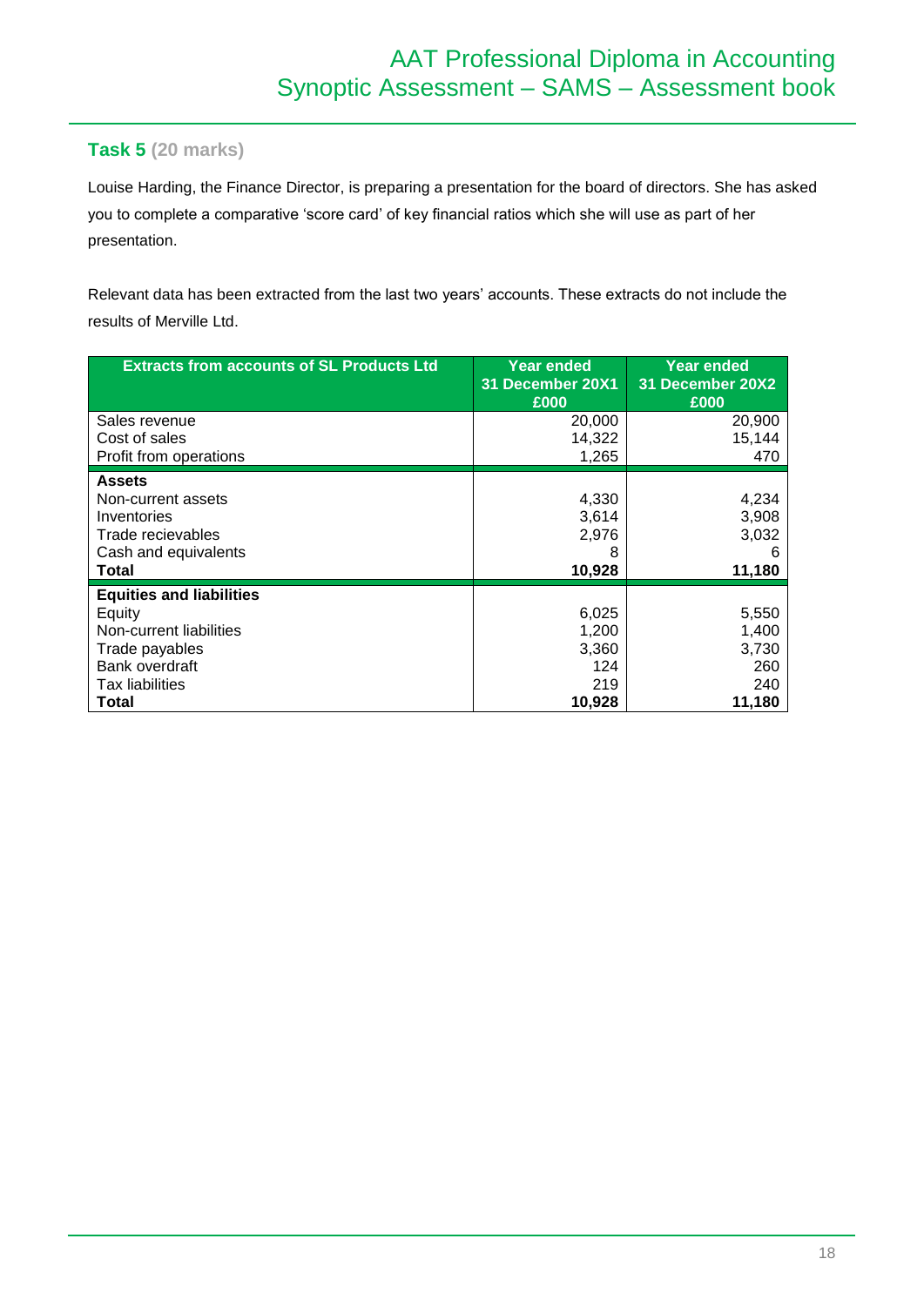## Task 5 (20 marks)

Louise Harding, the Finance Director, is preparing a presentation for the board of directors. She has asked you to complete a comparative 'score card' of key financial ratios which she will use as part of her presentation.

Relevant data has been extracted from the last two years' accounts. These extracts do not include the results of Merville Ltd.

| Extracts from accounts of SL Products Ltd | Year ended 31 December 20X1 £000 | Year ended 31 December 20X2 £000 |
|---|---|---|
| Sales revenue | 20,000 | 20,900 |
| Cost of sales | 14,322 | 15,144 |
| Profit from operations | 1,265 | 470 |
| **Assets** | | |
| Non-current assets | 4,330 | 4,234 |
| Inventories | 3,614 | 3,908 |
| Trade recievables | 2,976 | 3,032 |
| Cash and equivalents | 8 | 6 |
| **Total** | **10,928** | **11,180** |
| **Equities and liabilities** | | |
| Equity | 6,025 | 5,550 |
| Non-current liabilities | 1,200 | 1,400 |
| Trade payables | 3,360 | 3,730 |
| Bank overdraft | 124 | 260 |
| Tax liabilities | 219 | 240 |
| **Total** | **10,928** | **11,180** |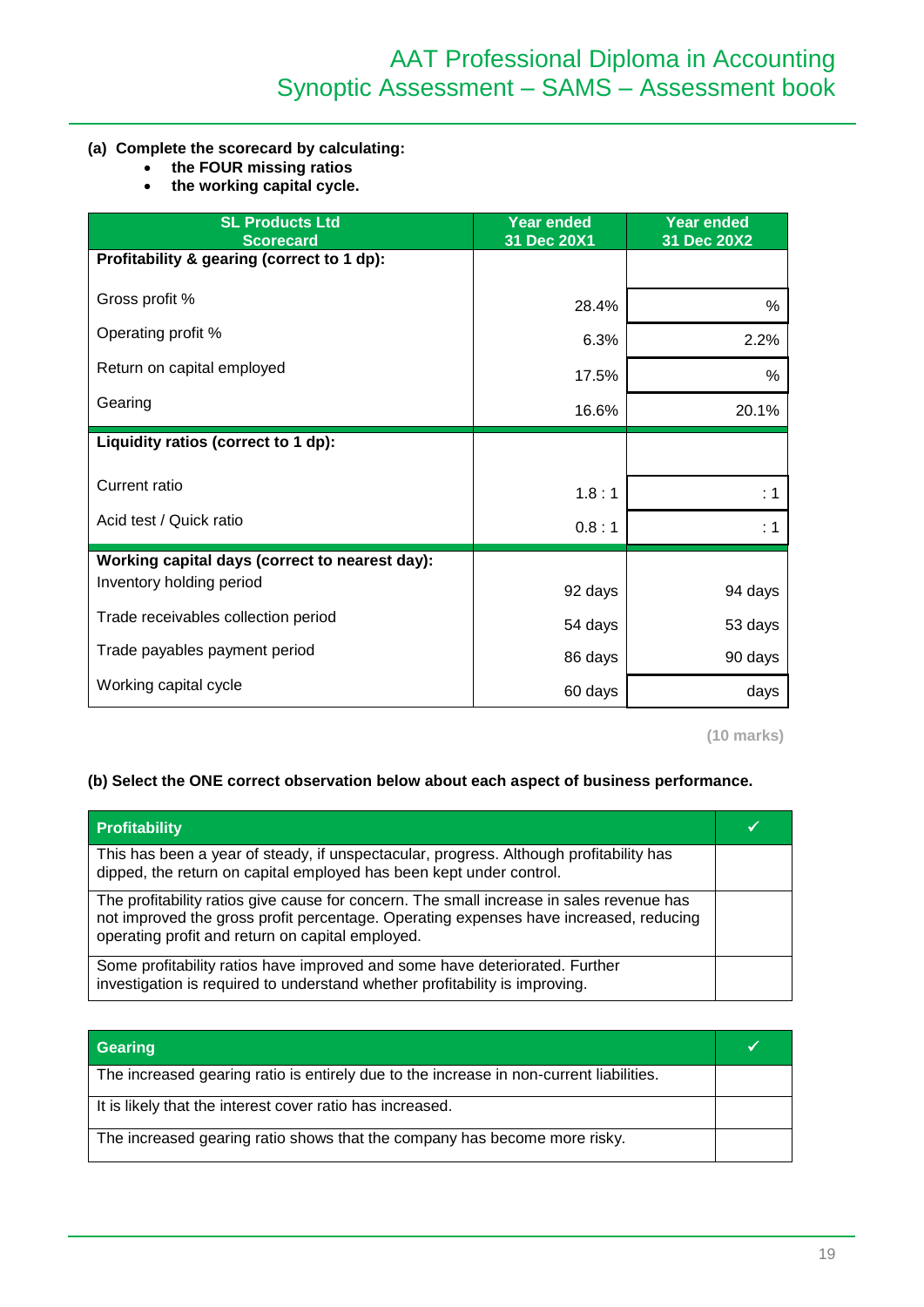**(a) Complete the scorecard by calculating:**

- **the FOUR missing ratios**
- **the working capital cycle.**

| SL Products Ltd Scorecard | Year ended 31 Dec 20X1 | Year ended 31 Dec 20X2 |
|---|---|---|
| **Profitability & gearing (correct to 1 dp):** | | |
| Gross profit % | 28.4% | % |
| Operating profit % | 6.3% | 2.2% |
| Return on capital employed | 17.5% | % |
| Gearing | 16.6% | 20.1% |
| **Liquidity ratios (correct to 1 dp):** | | |
| Current ratio | 1.8 : 1 | : 1 |
| Acid test / Quick ratio | 0.8 : 1 | : 1 |
| **Working capital days (correct to nearest day):** | | |
| Inventory holding period | 92 days | 94 days |
| Trade receivables collection period | 54 days | 53 days |
| Trade payables payment period | 86 days | 90 days |
| Working capital cycle | 60 days | days |

**(10 marks)**

**(b) Select the ONE correct observation below about each aspect of business performance.**

| Profitability | ✓ |
|---|---|
| This has been a year of steady, if unspectacular, progress. Although profitability has dipped, the return on capital employed has been kept under control. | |
| The profitability ratios give cause for concern. The small increase in sales revenue has not improved the gross profit percentage. Operating expenses have increased, reducing operating profit and return on capital employed. | |
| Some profitability ratios have improved and some have deteriorated. Further investigation is required to understand whether profitability is improving. | |

| Gearing | ✓ |
|---|---|
| The increased gearing ratio is entirely due to the increase in non-current liabilities. | |
| It is likely that the interest cover ratio has increased. | |
| The increased gearing ratio shows that the company has become more risky. | |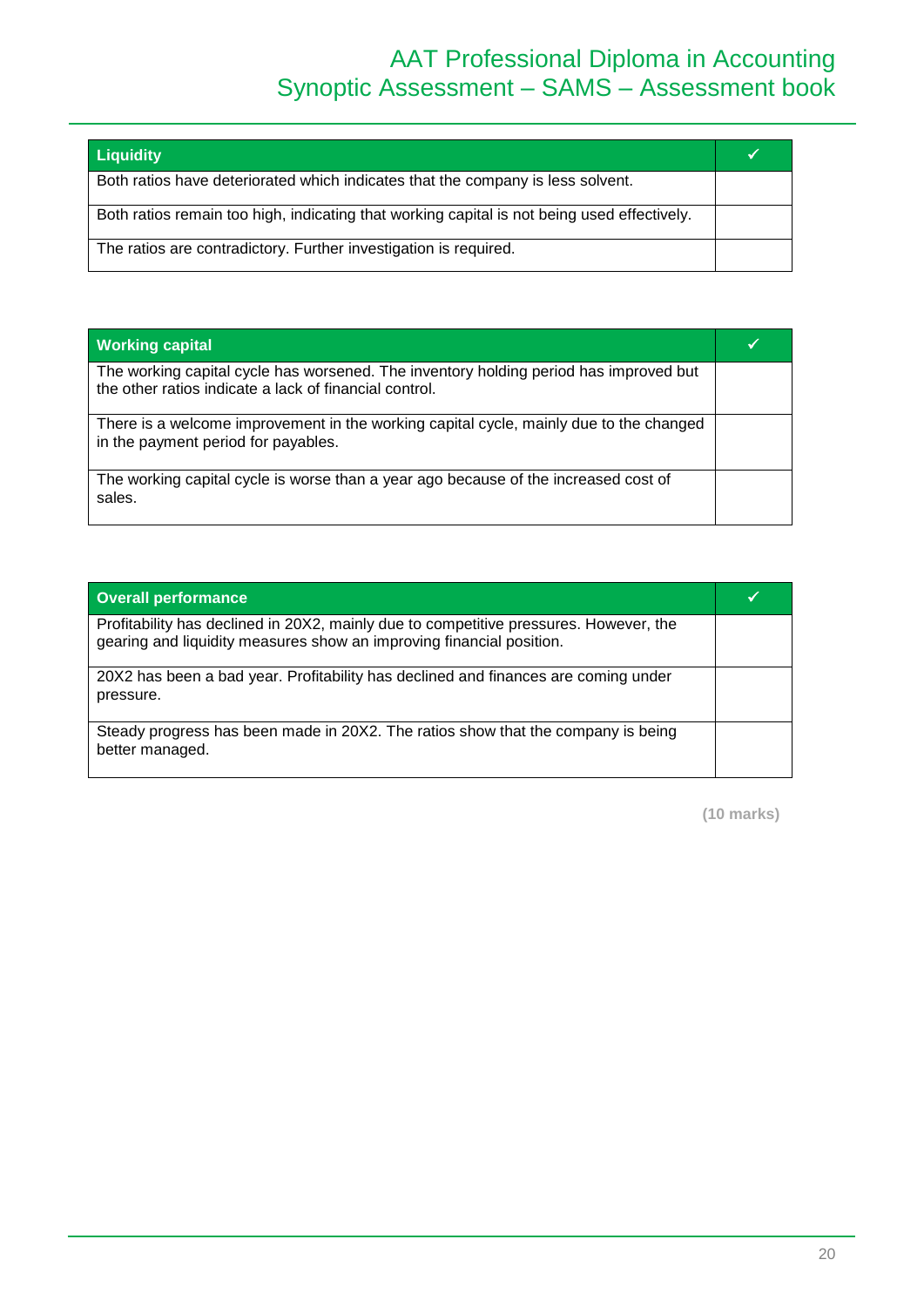| Liquidity | ✓ |
|---|---|
| Both ratios have deteriorated which indicates that the company is less solvent. | |
| Both ratios remain too high, indicating that working capital is not being used effectively. | |
| The ratios are contradictory. Further investigation is required. | |

| Working capital | ✓ |
|---|---|
| The working capital cycle has worsened. The inventory holding period has improved but the other ratios indicate a lack of financial control. | |
| There is a welcome improvement in the working capital cycle, mainly due to the changed in the payment period for payables. | |
| The working capital cycle is worse than a year ago because of the increased cost of sales. | |

| Overall performance | ✓ |
|---|---|
| Profitability has declined in 20X2, mainly due to competitive pressures. However, the gearing and liquidity measures show an improving financial position. | |
| 20X2 has been a bad year. Profitability has declined and finances are coming under pressure. | |
| Steady progress has been made in 20X2. The ratios show that the company is being better managed. | |

**(10 marks)**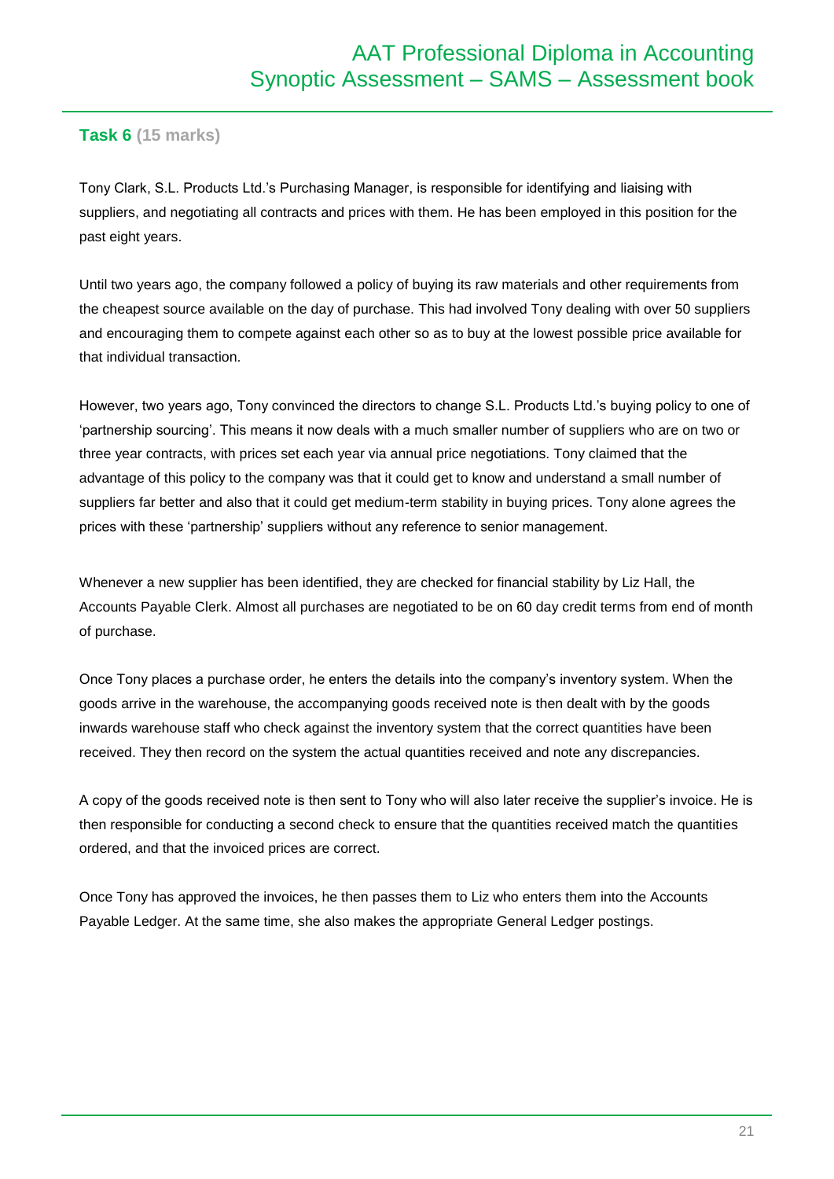## Task 6 (15 marks)

Tony Clark, S.L. Products Ltd.'s Purchasing Manager, is responsible for identifying and liaising with suppliers, and negotiating all contracts and prices with them. He has been employed in this position for the past eight years.

Until two years ago, the company followed a policy of buying its raw materials and other requirements from the cheapest source available on the day of purchase. This had involved Tony dealing with over 50 suppliers and encouraging them to compete against each other so as to buy at the lowest possible price available for that individual transaction.

However, two years ago, Tony convinced the directors to change S.L. Products Ltd.'s buying policy to one of 'partnership sourcing'. This means it now deals with a much smaller number of suppliers who are on two or three year contracts, with prices set each year via annual price negotiations. Tony claimed that the advantage of this policy to the company was that it could get to know and understand a small number of suppliers far better and also that it could get medium-term stability in buying prices. Tony alone agrees the prices with these 'partnership' suppliers without any reference to senior management.

Whenever a new supplier has been identified, they are checked for financial stability by Liz Hall, the Accounts Payable Clerk. Almost all purchases are negotiated to be on 60 day credit terms from end of month of purchase.

Once Tony places a purchase order, he enters the details into the company's inventory system. When the goods arrive in the warehouse, the accompanying goods received note is then dealt with by the goods inwards warehouse staff who check against the inventory system that the correct quantities have been received. They then record on the system the actual quantities received and note any discrepancies.

A copy of the goods received note is then sent to Tony who will also later receive the supplier's invoice. He is then responsible for conducting a second check to ensure that the quantities received match the quantities ordered, and that the invoiced prices are correct.

Once Tony has approved the invoices, he then passes them to Liz who enters them into the Accounts Payable Ledger. At the same time, she also makes the appropriate General Ledger postings.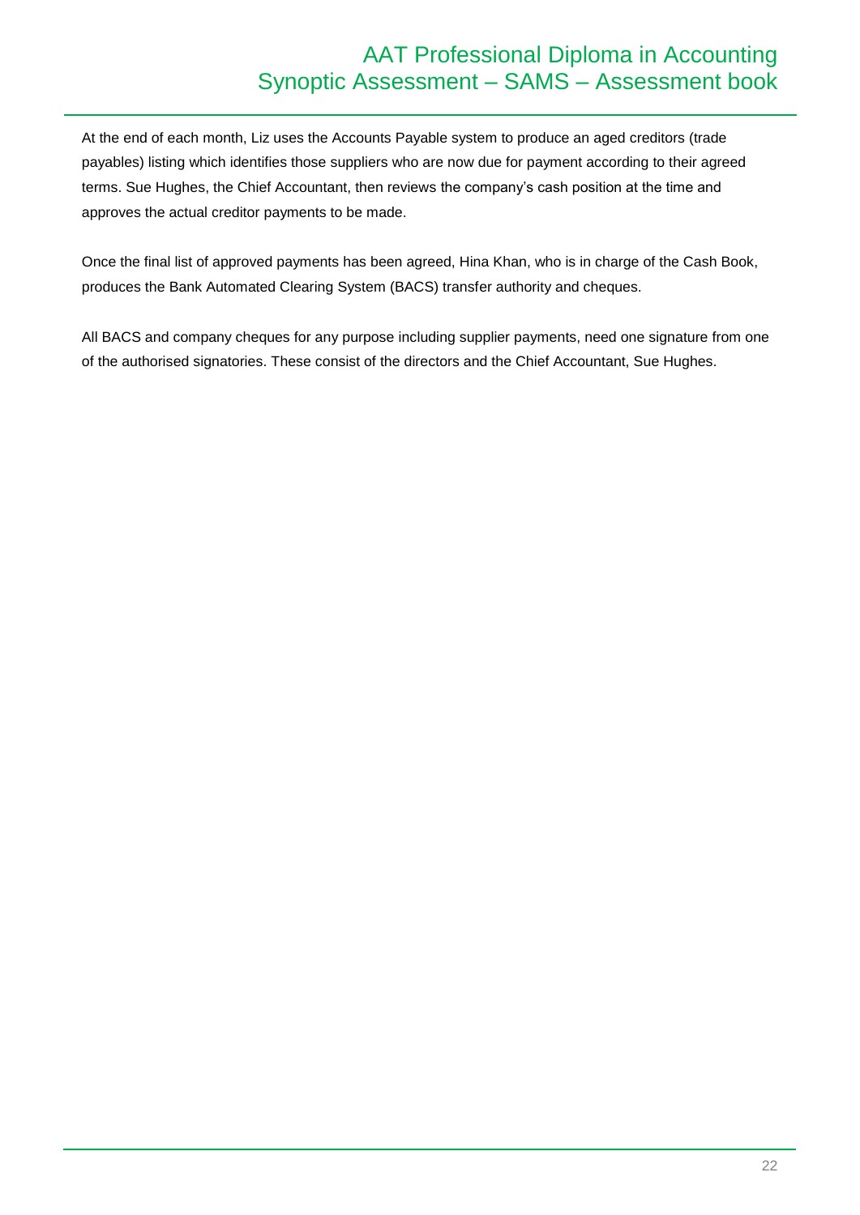At the end of each month, Liz uses the Accounts Payable system to produce an aged creditors (trade payables) listing which identifies those suppliers who are now due for payment according to their agreed terms. Sue Hughes, the Chief Accountant, then reviews the company's cash position at the time and approves the actual creditor payments to be made.

Once the final list of approved payments has been agreed, Hina Khan, who is in charge of the Cash Book, produces the Bank Automated Clearing System (BACS) transfer authority and cheques.

All BACS and company cheques for any purpose including supplier payments, need one signature from one of the authorised signatories. These consist of the directors and the Chief Accountant, Sue Hughes.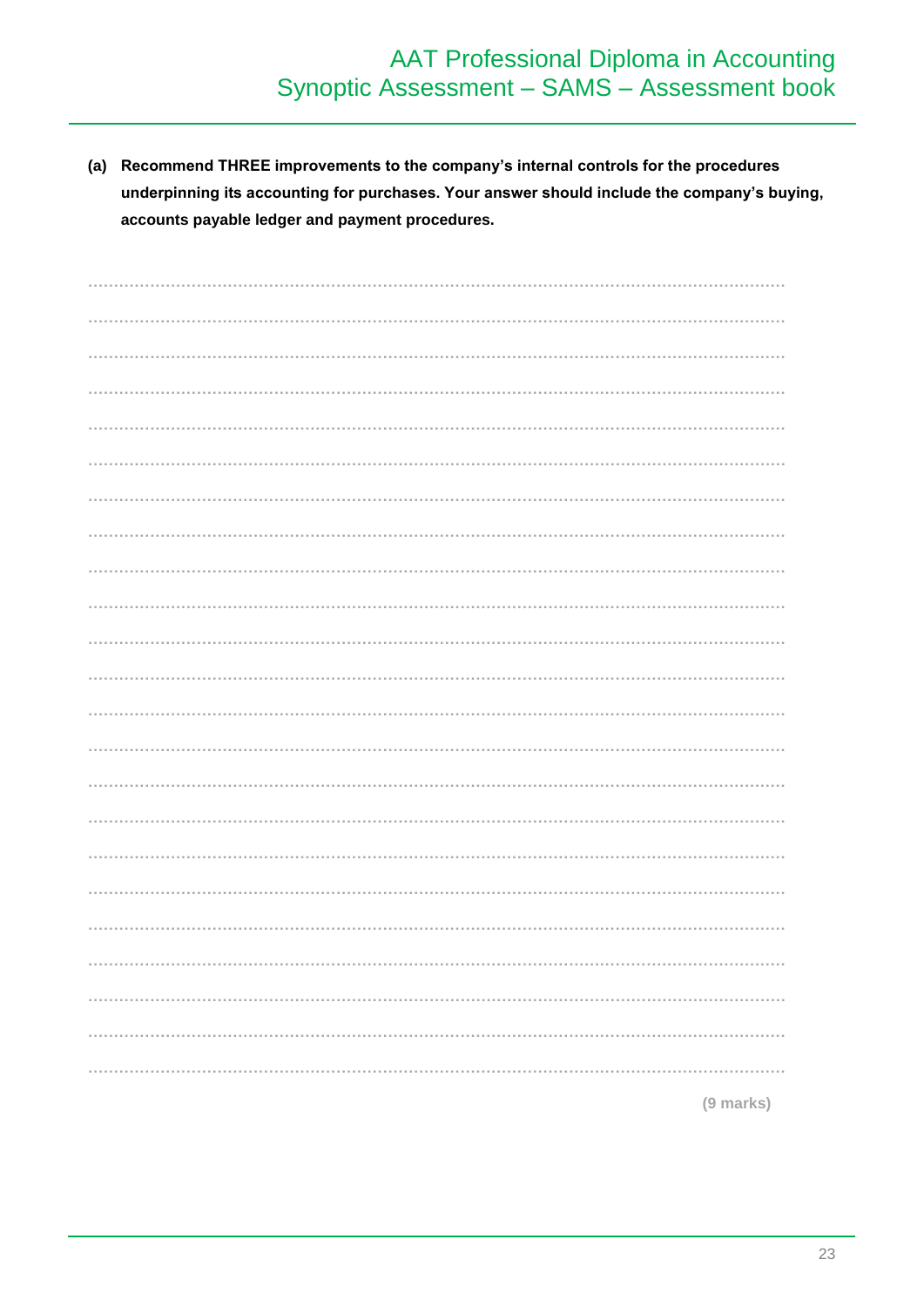**(a) Recommend THREE improvements to the company's internal controls for the procedures underpinning its accounting for purchases. Your answer should include the company's buying, accounts payable ledger and payment procedures.**

(9 marks)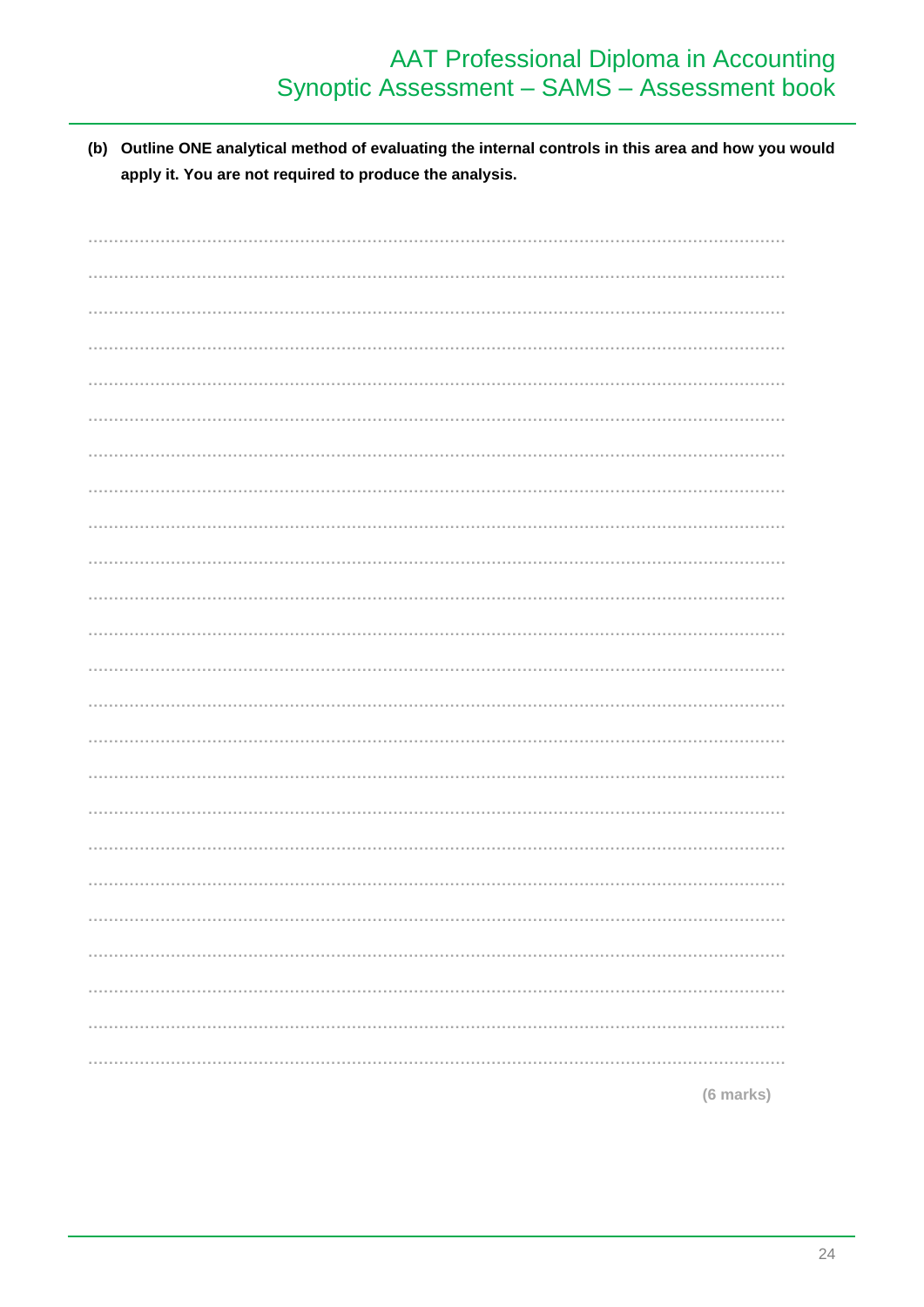**(b) Outline ONE analytical method of evaluating the internal controls in this area and how you would apply it. You are not required to produce the analysis.**

..............................................................................................................................................

..............................................................................................................................................

..............................................................................................................................................

..............................................................................................................................................

..............................................................................................................................................

..............................................................................................................................................

..............................................................................................................................................

..............................................................................................................................................

..............................................................................................................................................

..............................................................................................................................................

..............................................................................................................................................

..............................................................................................................................................

..............................................................................................................................................

..............................................................................................................................................

..............................................................................................................................................

..............................................................................................................................................

..............................................................................................................................................

..............................................................................................................................................

..............................................................................................................................................

..............................................................................................................................................

..............................................................................................................................................

..............................................................................................................................................

..............................................................................................................................................

..............................................................................................................................................

(6 marks)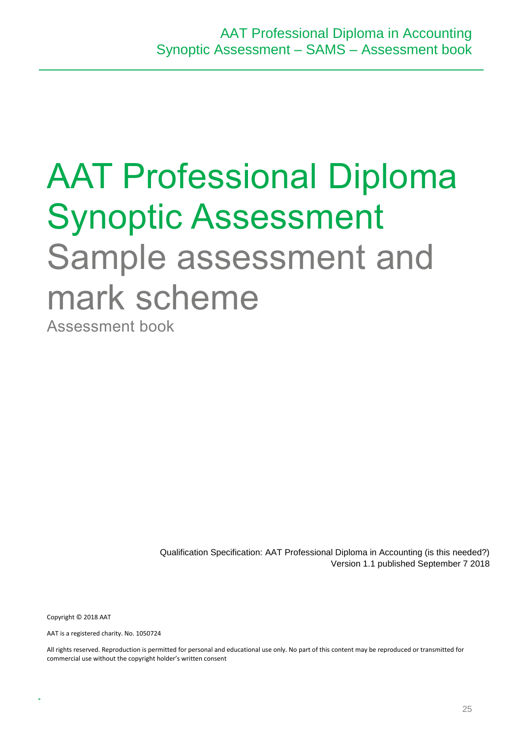# AAT Professional Diploma Synoptic Assessment

## Sample assessment and mark scheme

Assessment book

Qualification Specification: AAT Professional Diploma in Accounting (is this needed?)
Version 1.1 published September 7 2018

Copyright © 2018 AAT

AAT is a registered charity. No. 1050724

All rights reserved. Reproduction is permitted for personal and educational use only. No part of this content may be reproduced or transmitted for commercial use without the copyright holder's written consent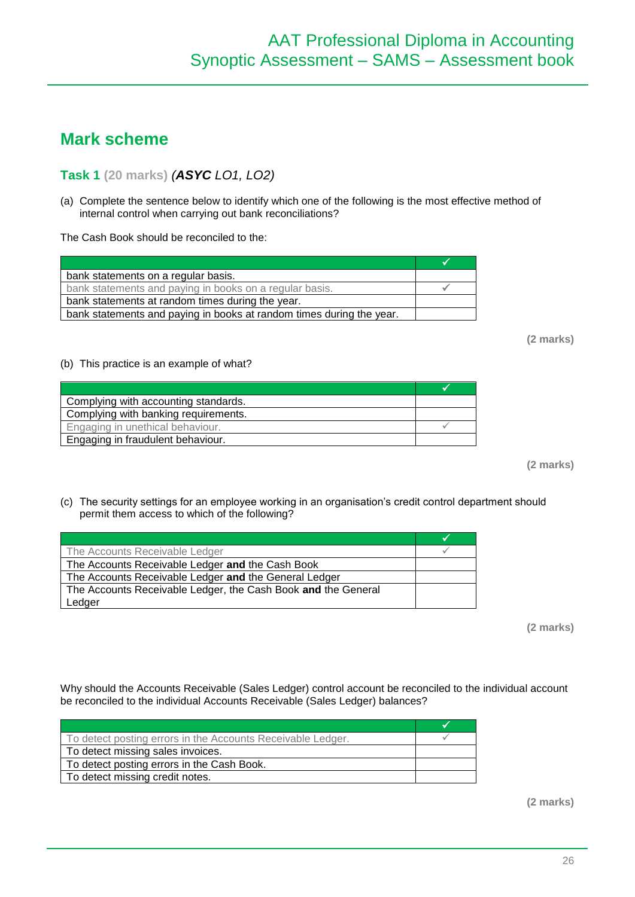## Mark scheme

### Task 1 (20 marks) (*ASYC LO1, LO2)*

(a) Complete the sentence below to identify which one of the following is the most effective method of internal control when carrying out bank reconciliations?

The Cash Book should be reconciled to the:

| | ✓ |
|---|---|
| bank statements on a regular basis. | |
| bank statements and paying in books on a regular basis. | ✓ |
| bank statements at random times during the year. | |
| bank statements and paying in books at random times during the year. | |

**(2 marks)**

(b) This practice is an example of what?

| | ✓ |
|---|---|
| Complying with accounting standards. | |
| Complying with banking requirements. | |
| Engaging in unethical behaviour. | ✓ |
| Engaging in fraudulent behaviour. | |

**(2 marks)**

(c) The security settings for an employee working in an organisation's credit control department should permit them access to which of the following?

| | ✓ |
|---|---|
| The Accounts Receivable Ledger | ✓ |
| The Accounts Receivable Ledger **and** the Cash Book | |
| The Accounts Receivable Ledger **and** the General Ledger | |
| The Accounts Receivable Ledger, the Cash Book **and** the General Ledger | |

**(2 marks)**

Why should the Accounts Receivable (Sales Ledger) control account be reconciled to the individual account be reconciled to the individual Accounts Receivable (Sales Ledger) balances?

| | ✓ |
|---|---|
| To detect posting errors in the Accounts Receivable Ledger. | ✓ |
| To detect missing sales invoices. | |
| To detect posting errors in the Cash Book. | |
| To detect missing credit notes. | |

**(2 marks)**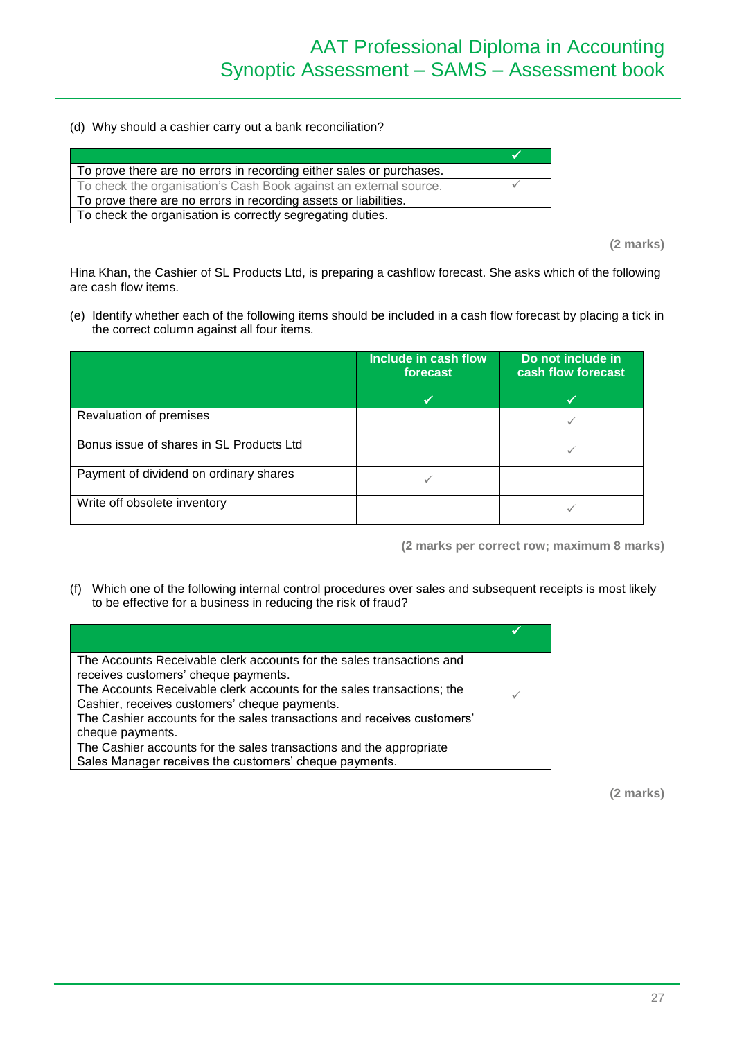(d) Why should a cashier carry out a bank reconciliation?

| | ✓ |
|---|---|
| To prove there are no errors in recording either sales or purchases. | |
| To check the organisation's Cash Book against an external source. | ✓ |
| To prove there are no errors in recording assets or liabilities. | |
| To check the organisation is correctly segregating duties. | |

**(2 marks)**

Hina Khan, the Cashier of SL Products Ltd, is preparing a cashflow forecast. She asks which of the following are cash flow items.

(e) Identify whether each of the following items should be included in a cash flow forecast by placing a tick in the correct column against all four items.

| | Include in cash flow forecast ✓ | Do not include in cash flow forecast ✓ |
|---|---|---|
| Revaluation of premises | | ✓ |
| Bonus issue of shares in SL Products Ltd | | ✓ |
| Payment of dividend on ordinary shares | ✓ | |
| Write off obsolete inventory | | ✓ |

**(2 marks per correct row; maximum 8 marks)**

(f) Which one of the following internal control procedures over sales and subsequent receipts is most likely to be effective for a business in reducing the risk of fraud?

| | ✓ |
|---|---|
| The Accounts Receivable clerk accounts for the sales transactions and receives customers' cheque payments. | |
| The Accounts Receivable clerk accounts for the sales transactions; the Cashier, receives customers' cheque payments. | ✓ |
| The Cashier accounts for the sales transactions and receives customers' cheque payments. | |
| The Cashier accounts for the sales transactions and the appropriate Sales Manager receives the customers' cheque payments. | |

**(2 marks)**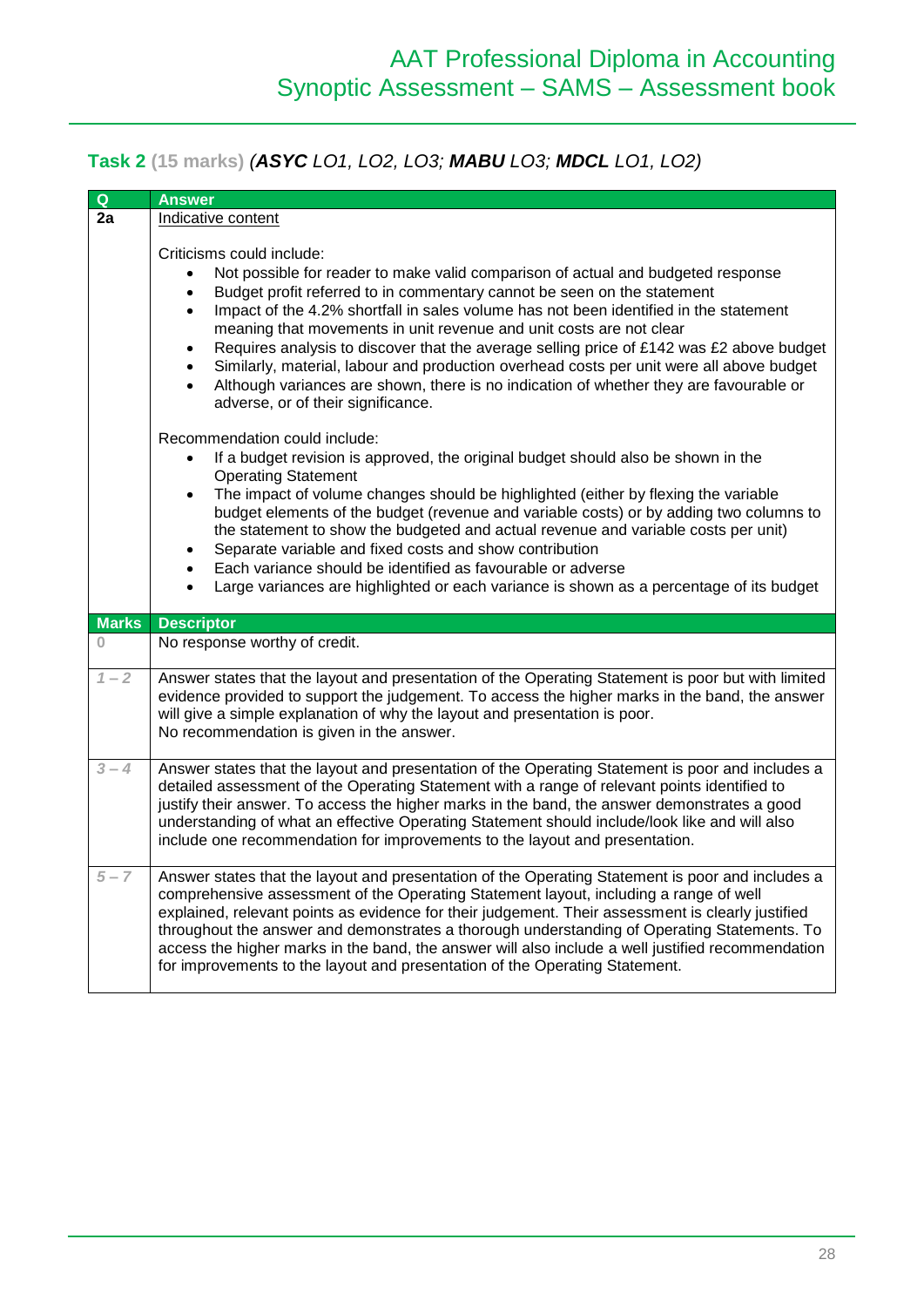## Task 2 (15 marks) *(**ASYC** LO1, LO2, LO3; **MABU** LO3; **MDCL** LO1, LO2)*

| Q | Answer |
|---|---|
| 2a | <u>Indicative content</u><br><br>Criticisms could include:<br>• Not possible for reader to make valid comparison of actual and budgeted response<br>• Budget profit referred to in commentary cannot be seen on the statement<br>• Impact of the 4.2% shortfall in sales volume has not been identified in the statement meaning that movements in unit revenue and unit costs are not clear<br>• Requires analysis to discover that the average selling price of £142 was £2 above budget<br>• Similarly, material, labour and production overhead costs per unit were all above budget<br>• Although variances are shown, there is no indication of whether they are favourable or adverse, or of their significance.<br><br>Recommendation could include:<br>• If a budget revision is approved, the original budget should also be shown in the Operating Statement<br>• The impact of volume changes should be highlighted (either by flexing the variable budget elements of the budget (revenue and variable costs) or by adding two columns to the statement to show the budgeted and actual revenue and variable costs per unit)<br>• Separate variable and fixed costs and show contribution<br>• Each variance should be identified as favourable or adverse<br>• Large variances are highlighted or each variance is shown as a percentage of its budget |

| Marks | Descriptor |
|---|---|
| 0 | No response worthy of credit. |
| 1 – 2 | Answer states that the layout and presentation of the Operating Statement is poor but with limited evidence provided to support the judgement. To access the higher marks in the band, the answer will give a simple explanation of why the layout and presentation is poor.<br>No recommendation is given in the answer. |
| 3 – 4 | Answer states that the layout and presentation of the Operating Statement is poor and includes a detailed assessment of the Operating Statement with a range of relevant points identified to justify their answer. To access the higher marks in the band, the answer demonstrates a good understanding of what an effective Operating Statement should include/look like and will also include one recommendation for improvements to the layout and presentation. |
| 5 – 7 | Answer states that the layout and presentation of the Operating Statement is poor and includes a comprehensive assessment of the Operating Statement layout, including a range of well explained, relevant points as evidence for their judgement. Their assessment is clearly justified throughout the answer and demonstrates a thorough understanding of Operating Statements. To access the higher marks in the band, the answer will also include a well justified recommendation for improvements to the layout and presentation of the Operating Statement. |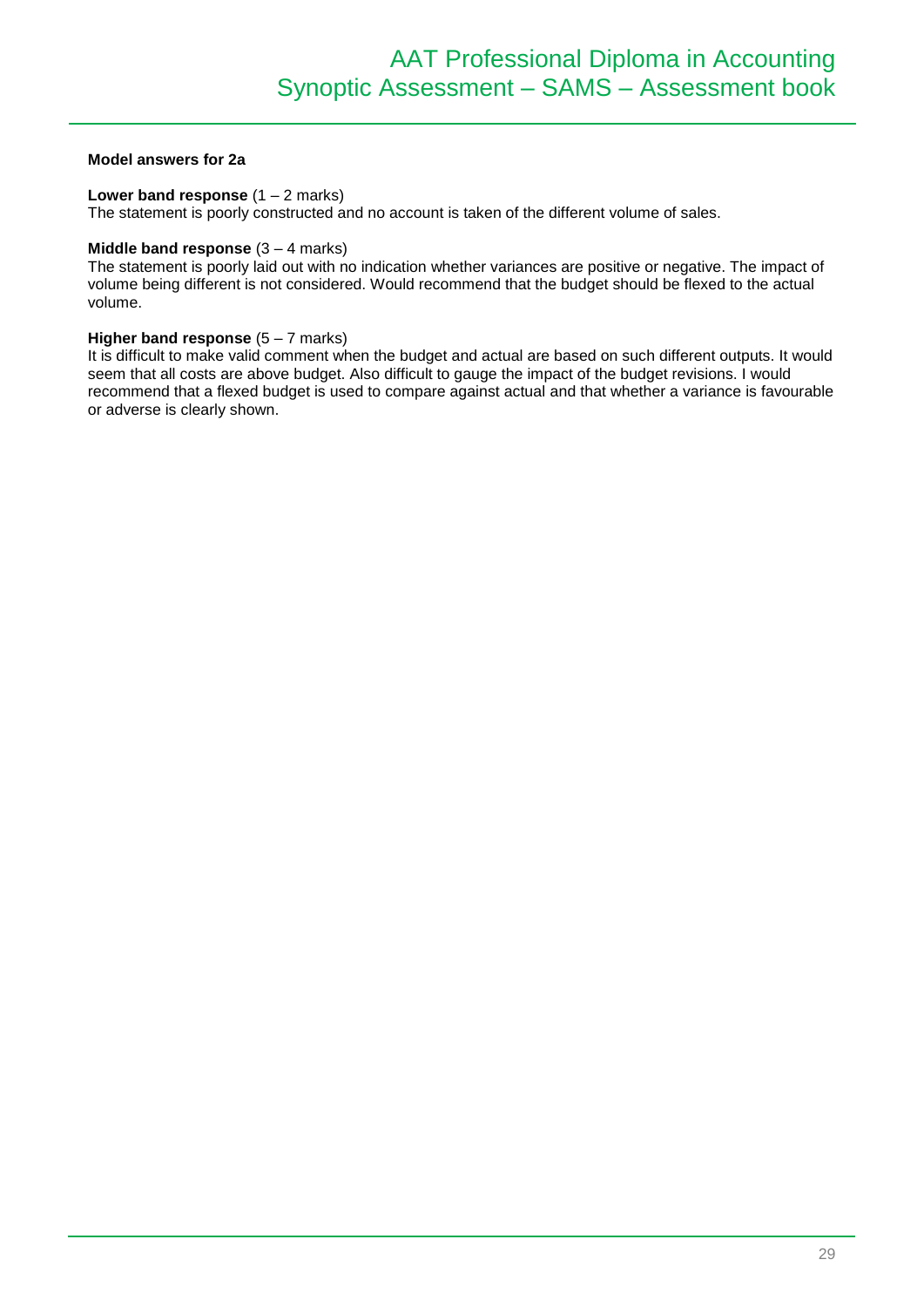**Model answers for 2a**

**Lower band response** (1 – 2 marks)
The statement is poorly constructed and no account is taken of the different volume of sales.

**Middle band response** (3 – 4 marks)
The statement is poorly laid out with no indication whether variances are positive or negative. The impact of volume being different is not considered. Would recommend that the budget should be flexed to the actual volume.

**Higher band response** (5 – 7 marks)
It is difficult to make valid comment when the budget and actual are based on such different outputs. It would seem that all costs are above budget. Also difficult to gauge the impact of the budget revisions. I would recommend that a flexed budget is used to compare against actual and that whether a variance is favourable or adverse is clearly shown.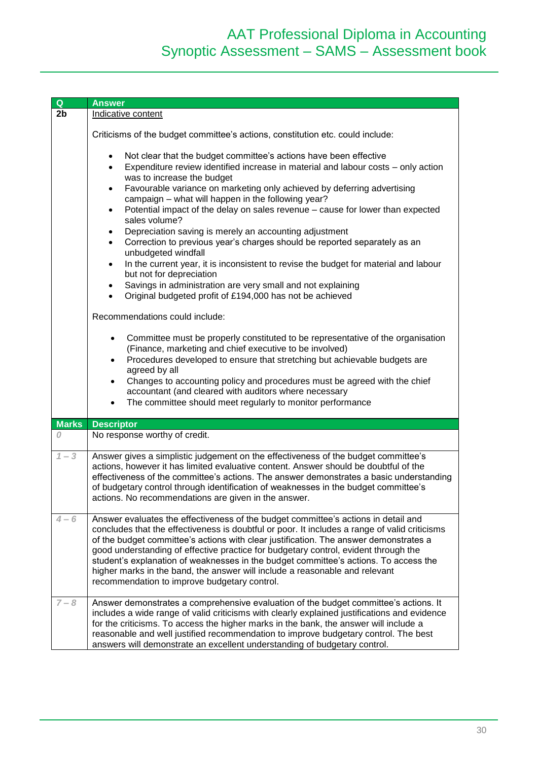| Q | Answer |
|---|---|
| 2b | Indicative content<br><br>Criticisms of the budget committee's actions, constitution etc. could include:<br><br>• Not clear that the budget committee's actions have been effective<br>• Expenditure review identified increase in material and labour costs – only action was to increase the budget<br>• Favourable variance on marketing only achieved by deferring advertising campaign – what will happen in the following year?<br>• Potential impact of the delay on sales revenue – cause for lower than expected sales volume?<br>• Depreciation saving is merely an accounting adjustment<br>• Correction to previous year's charges should be reported separately as an unbudgeted windfall<br>• In the current year, it is inconsistent to revise the budget for material and labour but not for depreciation<br>• Savings in administration are very small and not explaining<br>• Original budgeted profit of £194,000 has not be achieved<br><br>Recommendations could include:<br><br>• Committee must be properly constituted to be representative of the organisation (Finance, marketing and chief executive to be involved)<br>• Procedures developed to ensure that stretching but achievable budgets are agreed by all<br>• Changes to accounting policy and procedures must be agreed with the chief accountant (and cleared with auditors where necessary<br>• The committee should meet regularly to monitor performance |

| Marks | Descriptor |
|---|---|
| *0* | No response worthy of credit. |
| *1 – 3* | Answer gives a simplistic judgement on the effectiveness of the budget committee's actions, however it has limited evaluative content. Answer should be doubtful of the effectiveness of the committee's actions. The answer demonstrates a basic understanding of budgetary control through identification of weaknesses in the budget committee's actions. No recommendations are given in the answer. |
| *4 – 6* | Answer evaluates the effectiveness of the budget committee's actions in detail and concludes that the effectiveness is doubtful or poor. It includes a range of valid criticisms of the budget committee's actions with clear justification. The answer demonstrates a good understanding of effective practice for budgetary control, evident through the student's explanation of weaknesses in the budget committee's actions. To access the higher marks in the band, the answer will include a reasonable and relevant recommendation to improve budgetary control. |
| *7 – 8* | Answer demonstrates a comprehensive evaluation of the budget committee's actions. It includes a wide range of valid criticisms with clearly explained justifications and evidence for the criticisms. To access the higher marks in the bank, the answer will include a reasonable and well justified recommendation to improve budgetary control. The best answers will demonstrate an excellent understanding of budgetary control. |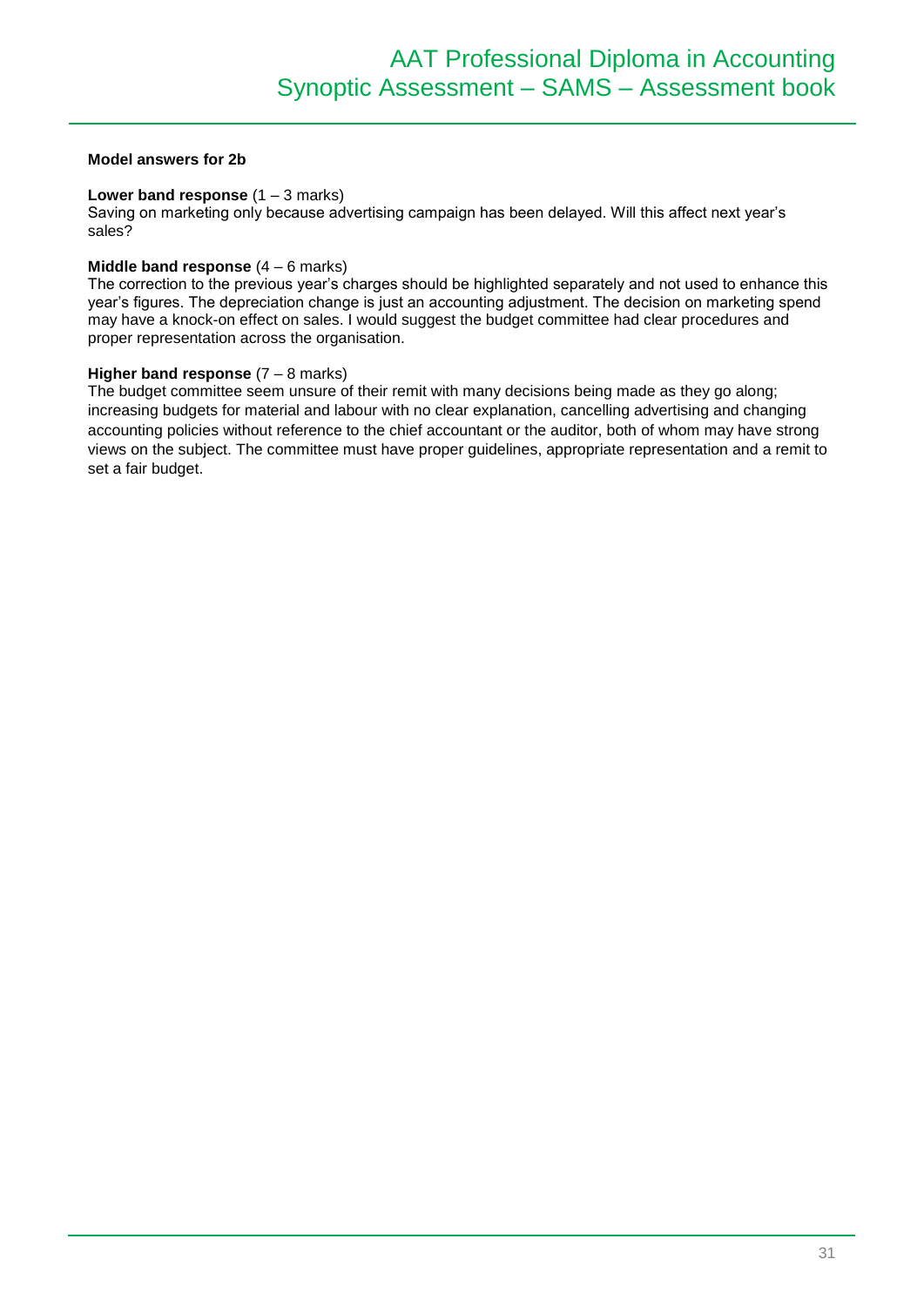**Model answers for 2b**

**Lower band response** (1 – 3 marks)
Saving on marketing only because advertising campaign has been delayed. Will this affect next year's sales?

**Middle band response** (4 – 6 marks)
The correction to the previous year's charges should be highlighted separately and not used to enhance this year's figures. The depreciation change is just an accounting adjustment. The decision on marketing spend may have a knock-on effect on sales. I would suggest the budget committee had clear procedures and proper representation across the organisation.

**Higher band response** (7 – 8 marks)
The budget committee seem unsure of their remit with many decisions being made as they go along; increasing budgets for material and labour with no clear explanation, cancelling advertising and changing accounting policies without reference to the chief accountant or the auditor, both of whom may have strong views on the subject. The committee must have proper guidelines, appropriate representation and a remit to set a fair budget.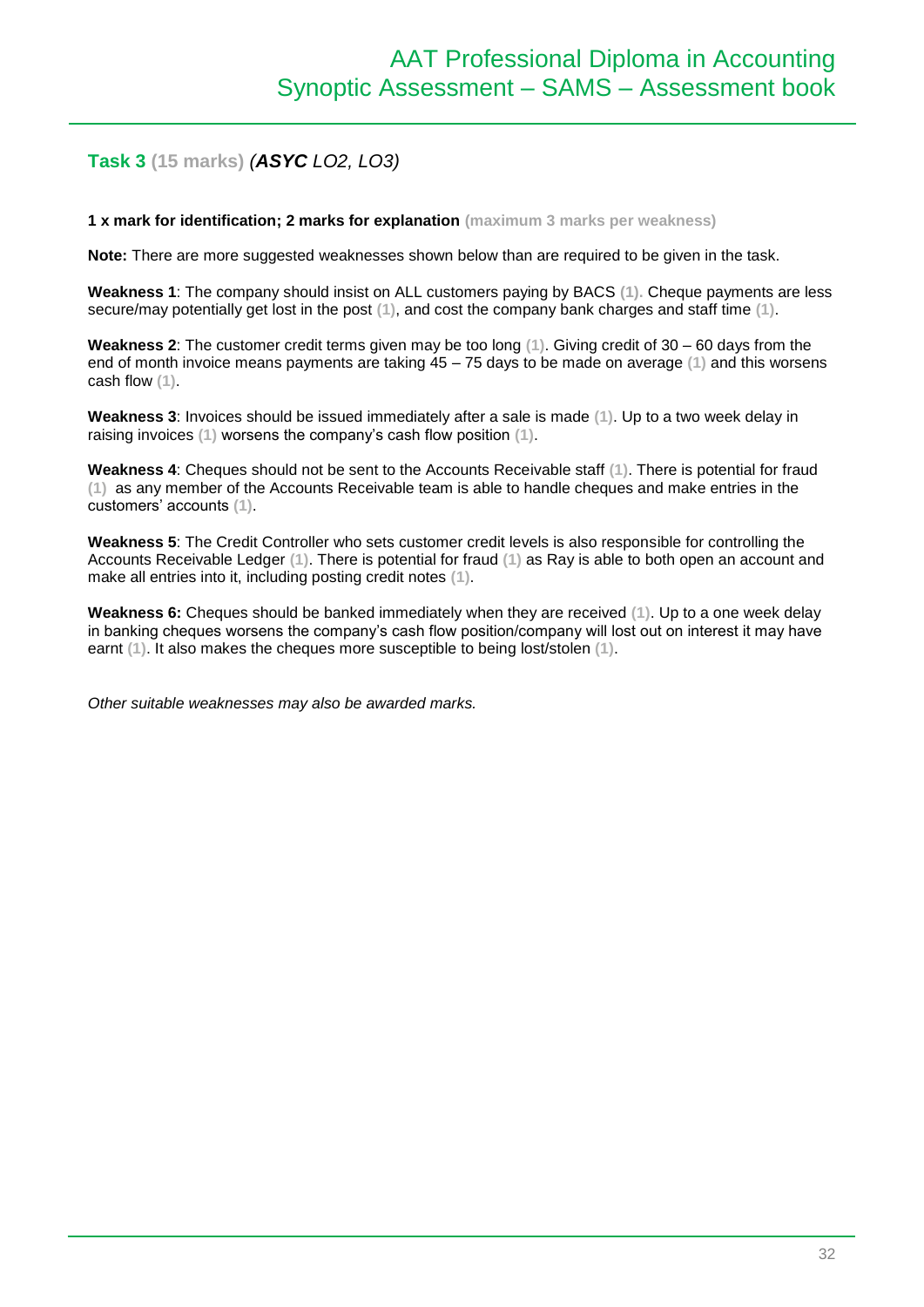### Task 3 (15 marks) (*ASYC LO2, LO3*)

**1 x mark for identification; 2 marks for explanation** (maximum 3 marks per weakness)

**Note:** There are more suggested weaknesses shown below than are required to be given in the task.

**Weakness 1**: The company should insist on ALL customers paying by BACS (1). Cheque payments are less secure/may potentially get lost in the post (1), and cost the company bank charges and staff time (1).

**Weakness 2**: The customer credit terms given may be too long (1). Giving credit of 30 – 60 days from the end of month invoice means payments are taking 45 – 75 days to be made on average (1) and this worsens cash flow (1).

**Weakness 3**: Invoices should be issued immediately after a sale is made (1). Up to a two week delay in raising invoices (1) worsens the company's cash flow position (1).

**Weakness 4**: Cheques should not be sent to the Accounts Receivable staff (1). There is potential for fraud (1) as any member of the Accounts Receivable team is able to handle cheques and make entries in the customers' accounts (1).

**Weakness 5**: The Credit Controller who sets customer credit levels is also responsible for controlling the Accounts Receivable Ledger (1). There is potential for fraud (1) as Ray is able to both open an account and make all entries into it, including posting credit notes (1).

**Weakness 6:** Cheques should be banked immediately when they are received (1). Up to a one week delay in banking cheques worsens the company's cash flow position/company will lost out on interest it may have earnt (1). It also makes the cheques more susceptible to being lost/stolen (1).

*Other suitable weaknesses may also be awarded marks.*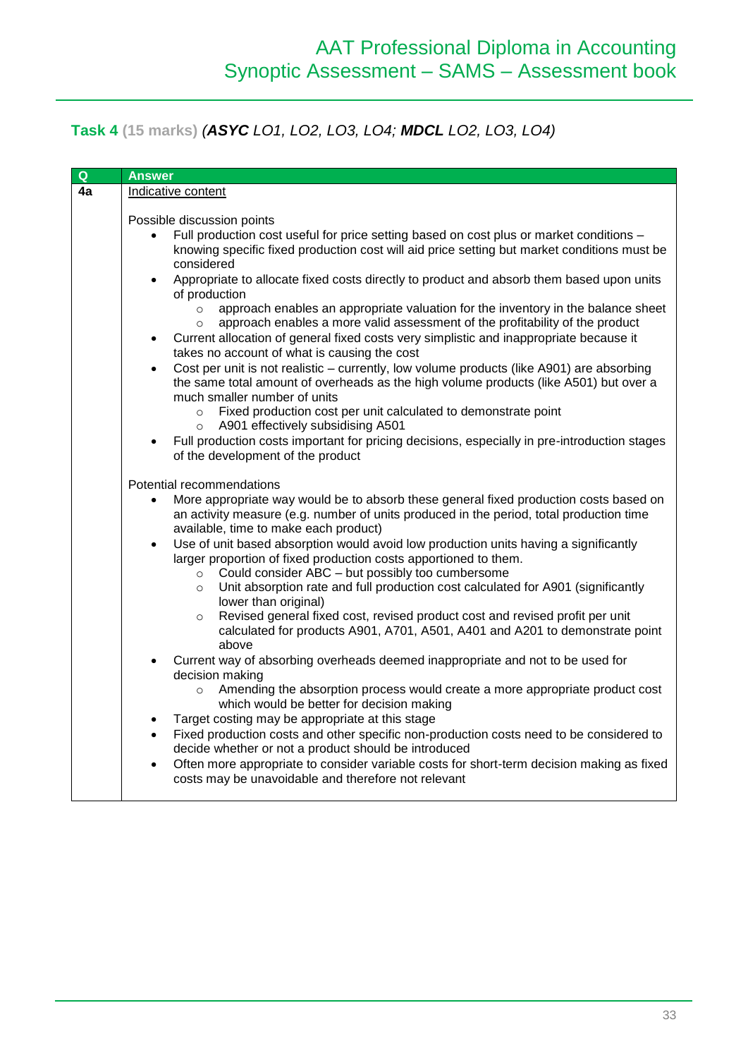## Task 4 (15 marks) (*ASYC LO1, LO2, LO3, LO4; MDCL LO2, LO3, LO4*)

| Q | Answer |
|---|---|
| 4a | <u>Indicative content</u><br><br>Possible discussion points<br>• Full production cost useful for price setting based on cost plus or market conditions – knowing specific fixed production cost will aid price setting but market conditions must be considered<br>• Appropriate to allocate fixed costs directly to product and absorb them based upon units of production<br>  ○ approach enables an appropriate valuation for the inventory in the balance sheet<br>  ○ approach enables a more valid assessment of the profitability of the product<br>• Current allocation of general fixed costs very simplistic and inappropriate because it takes no account of what is causing the cost<br>• Cost per unit is not realistic – currently, low volume products (like A901) are absorbing the same total amount of overheads as the high volume products (like A501) but over a much smaller number of units<br>  ○ Fixed production cost per unit calculated to demonstrate point<br>  ○ A901 effectively subsidising A501<br>• Full production costs important for pricing decisions, especially in pre-introduction stages of the development of the product<br><br>Potential recommendations<br>• More appropriate way would be to absorb these general fixed production costs based on an activity measure (e.g. number of units produced in the period, total production time available, time to make each product)<br>• Use of unit based absorption would avoid low production units having a significantly larger proportion of fixed production costs apportioned to them.<br>  ○ Could consider ABC – but possibly too cumbersome<br>  ○ Unit absorption rate and full production cost calculated for A901 (significantly lower than original)<br>  ○ Revised general fixed cost, revised product cost and revised profit per unit calculated for products A901, A701, A501, A401 and A201 to demonstrate point above<br>• Current way of absorbing overheads deemed inappropriate and not to be used for decision making<br>  ○ Amending the absorption process would create a more appropriate product cost which would be better for decision making<br>• Target costing may be appropriate at this stage<br>• Fixed production costs and other specific non-production costs need to be considered to decide whether or not a product should be introduced<br>• Often more appropriate to consider variable costs for short-term decision making as fixed costs may be unavoidable and therefore not relevant |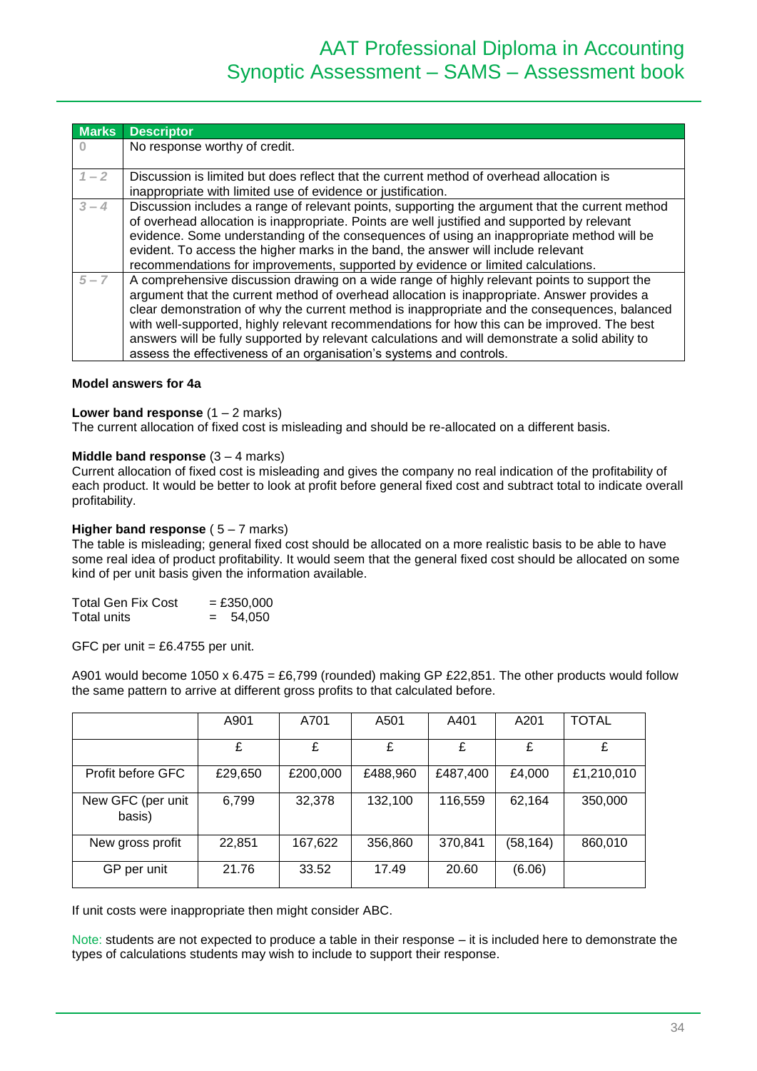| Marks | Descriptor |
|---|---|
| 0 | No response worthy of credit. |
| 1 – 2 | Discussion is limited but does reflect that the current method of overhead allocation is inappropriate with limited use of evidence or justification. |
| 3 – 4 | Discussion includes a range of relevant points, supporting the argument that the current method of overhead allocation is inappropriate. Points are well justified and supported by relevant evidence. Some understanding of the consequences of using an inappropriate method will be evident. To access the higher marks in the band, the answer will include relevant recommendations for improvements, supported by evidence or limited calculations. |
| 5 – 7 | A comprehensive discussion drawing on a wide range of highly relevant points to support the argument that the current method of overhead allocation is inappropriate. Answer provides a clear demonstration of why the current method is inappropriate and the consequences, balanced with well-supported, highly relevant recommendations for how this can be improved. The best answers will be fully supported by relevant calculations and will demonstrate a solid ability to assess the effectiveness of an organisation's systems and controls. |

**Model answers for 4a**

**Lower band response** (1 – 2 marks)
The current allocation of fixed cost is misleading and should be re-allocated on a different basis.

**Middle band response** (3 – 4 marks)
Current allocation of fixed cost is misleading and gives the company no real indication of the profitability of each product. It would be better to look at profit before general fixed cost and subtract total to indicate overall profitability.

**Higher band response** ( 5 – 7 marks)
The table is misleading; general fixed cost should be allocated on a more realistic basis to be able to have some real idea of product profitability. It would seem that the general fixed cost should be allocated on some kind of per unit basis given the information available.

Total Gen Fix Cost = £350,000
Total units = 54,050

GFC per unit = £6.4755 per unit.

A901 would become 1050 x 6.475 = £6,799 (rounded) making GP £22,851. The other products would follow the same pattern to arrive at different gross profits to that calculated before.

| | A901 | A701 | A501 | A401 | A201 | TOTAL |
|---|---|---|---|---|---|---|
| | £ | £ | £ | £ | £ | £ |
| Profit before GFC | £29,650 | £200,000 | £488,960 | £487,400 | £4,000 | £1,210,010 |
| New GFC (per unit basis) | 6,799 | 32,378 | 132,100 | 116,559 | 62,164 | 350,000 |
| New gross profit | 22,851 | 167,622 | 356,860 | 370,841 | (58,164) | 860,010 |
| GP per unit | 21.76 | 33.52 | 17.49 | 20.60 | (6.06) | |

If unit costs were inappropriate then might consider ABC.

Note: students are not expected to produce a table in their response – it is included here to demonstrate the types of calculations students may wish to include to support their response.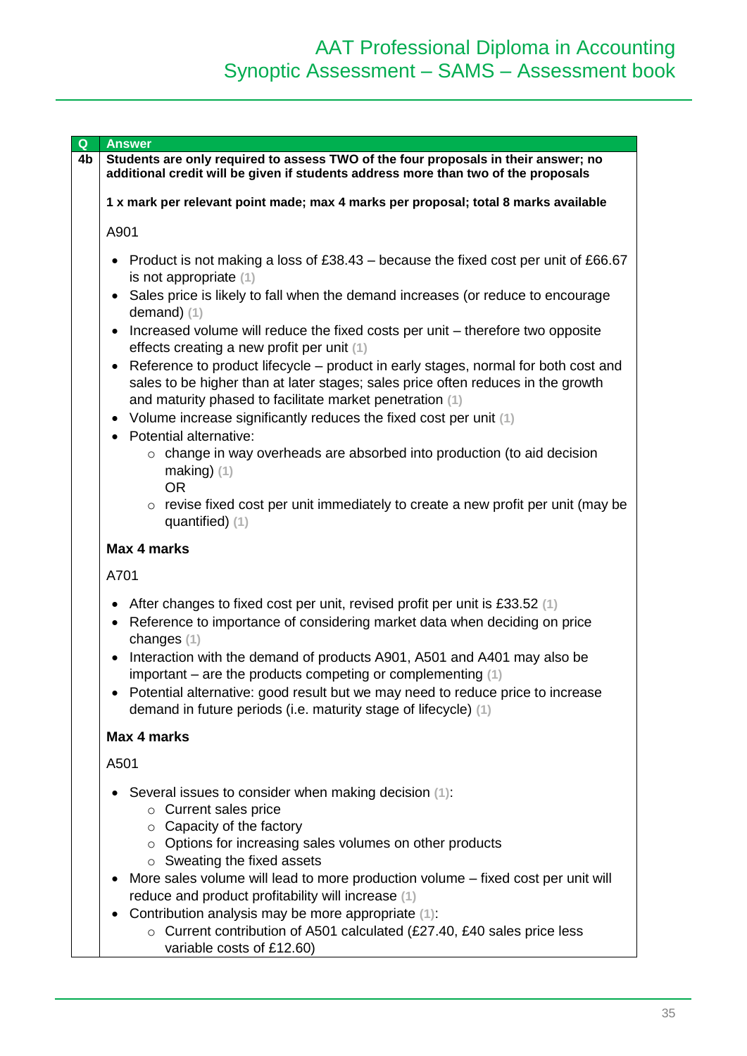| Q | Answer |
|---|---|
| 4b | **Students are only required to assess TWO of the four proposals in their answer; no additional credit will be given if students address more than two of the proposals**<br><br>**1 x mark per relevant point made; max 4 marks per proposal; total 8 marks available**<br><br>A901<br><br>• Product is not making a loss of £38.43 – because the fixed cost per unit of £66.67 is not appropriate (1)<br>• Sales price is likely to fall when the demand increases (or reduce to encourage demand) (1)<br>• Increased volume will reduce the fixed costs per unit – therefore two opposite effects creating a new profit per unit (1)<br>• Reference to product lifecycle – product in early stages, normal for both cost and sales to be higher than at later stages; sales price often reduces in the growth and maturity phased to facilitate market penetration (1)<br>• Volume increase significantly reduces the fixed cost per unit (1)<br>• Potential alternative:<br>  ○ change in way overheads are absorbed into production (to aid decision making) (1)<br>  OR<br>  ○ revise fixed cost per unit immediately to create a new profit per unit (may be quantified) (1)<br><br>**Max 4 marks**<br><br>A701<br><br>• After changes to fixed cost per unit, revised profit per unit is £33.52 (1)<br>• Reference to importance of considering market data when deciding on price changes (1)<br>• Interaction with the demand of products A901, A501 and A401 may also be important – are the products competing or complementing (1)<br>• Potential alternative: good result but we may need to reduce price to increase demand in future periods (i.e. maturity stage of lifecycle) (1)<br><br>**Max 4 marks**<br><br>A501<br><br>• Several issues to consider when making decision (1):<br>  ○ Current sales price<br>  ○ Capacity of the factory<br>  ○ Options for increasing sales volumes on other products<br>  ○ Sweating the fixed assets<br>• More sales volume will lead to more production volume – fixed cost per unit will reduce and product profitability will increase (1)<br>• Contribution analysis may be more appropriate (1):<br>  ○ Current contribution of A501 calculated (£27.40, £40 sales price less variable costs of £12.60) |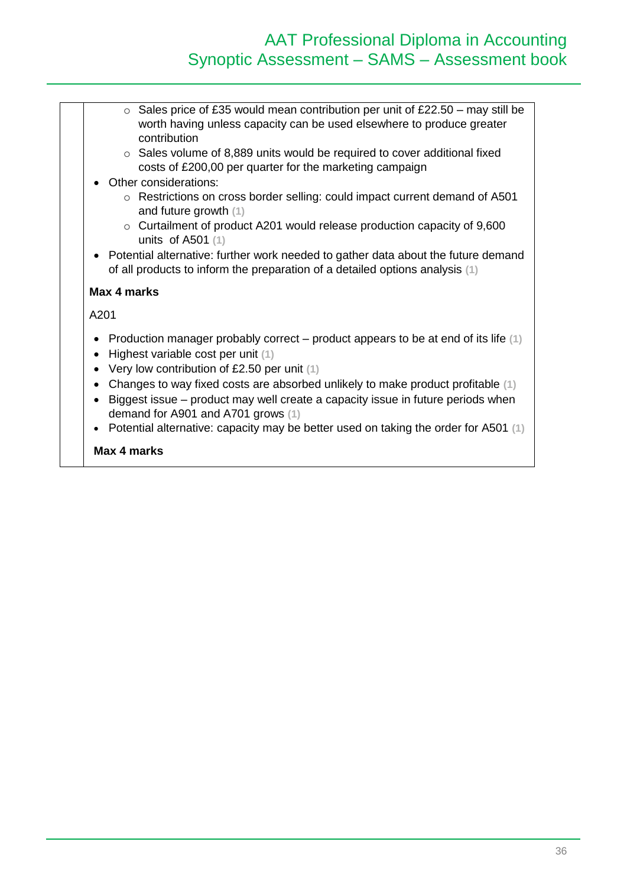- Sales price of £35 would mean contribution per unit of £22.50 – may still be worth having unless capacity can be used elsewhere to produce greater contribution
- Sales volume of 8,889 units would be required to cover additional fixed costs of £200,00 per quarter for the marketing campaign

- Other considerations:
  - Restrictions on cross border selling: could impact current demand of A501 and future growth (1)
  - Curtailment of product A201 would release production capacity of 9,600 units of A501 (1)
- Potential alternative: further work needed to gather data about the future demand of all products to inform the preparation of a detailed options analysis (1)

**Max 4 marks**

A201

- Production manager probably correct – product appears to be at end of its life (1)
- Highest variable cost per unit (1)
- Very low contribution of £2.50 per unit (1)
- Changes to way fixed costs are absorbed unlikely to make product profitable (1)
- Biggest issue – product may well create a capacity issue in future periods when demand for A901 and A701 grows (1)
- Potential alternative: capacity may be better used on taking the order for A501 (1)

**Max 4 marks**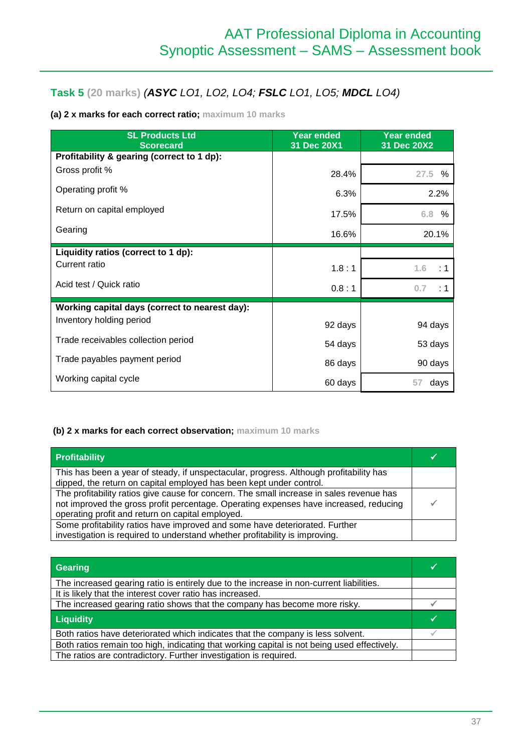## Task 5 (20 marks) (*ASYC LO1, LO2, LO4; FSLC LO1, LO5; MDCL LO4*)

**(a) 2 x marks for each correct ratio; maximum 10 marks**

| SL Products Ltd Scorecard | Year ended 31 Dec 20X1 | Year ended 31 Dec 20X2 |
|---|---|---|
| **Profitability & gearing (correct to 1 dp):** | | |
| Gross profit % | 28.4% | 27.5 % |
| Operating profit % | 6.3% | 2.2% |
| Return on capital employed | 17.5% | 6.8 % |
| Gearing | 16.6% | 20.1% |
| **Liquidity ratios (correct to 1 dp):** | | |
| Current ratio | 1.8 : 1 | 1.6 : 1 |
| Acid test / Quick ratio | 0.8 : 1 | 0.7 : 1 |
| **Working capital days (correct to nearest day):** | | |
| Inventory holding period | 92 days | 94 days |
| Trade receivables collection period | 54 days | 53 days |
| Trade payables payment period | 86 days | 90 days |
| Working capital cycle | 60 days | 57 days |

**(b) 2 x marks for each correct observation; maximum 10 marks**

| Profitability | ✓ |
|---|---|
| This has been a year of steady, if unspectacular, progress. Although profitability has dipped, the return on capital employed has been kept under control. | |
| The profitability ratios give cause for concern. The small increase in sales revenue has not improved the gross profit percentage. Operating expenses have increased, reducing operating profit and return on capital employed. | ✓ |
| Some profitability ratios have improved and some have deteriorated. Further investigation is required to understand whether profitability is improving. | |

| Gearing | ✓ |
|---|---|
| The increased gearing ratio is entirely due to the increase in non-current liabilities. | |
| It is likely that the interest cover ratio has increased. | |
| The increased gearing ratio shows that the company has become more risky. | ✓ |
| **Liquidity** | ✓ |
| Both ratios have deteriorated which indicates that the company is less solvent. | ✓ |
| Both ratios remain too high, indicating that working capital is not being used effectively. | |
| The ratios are contradictory. Further investigation is required. | |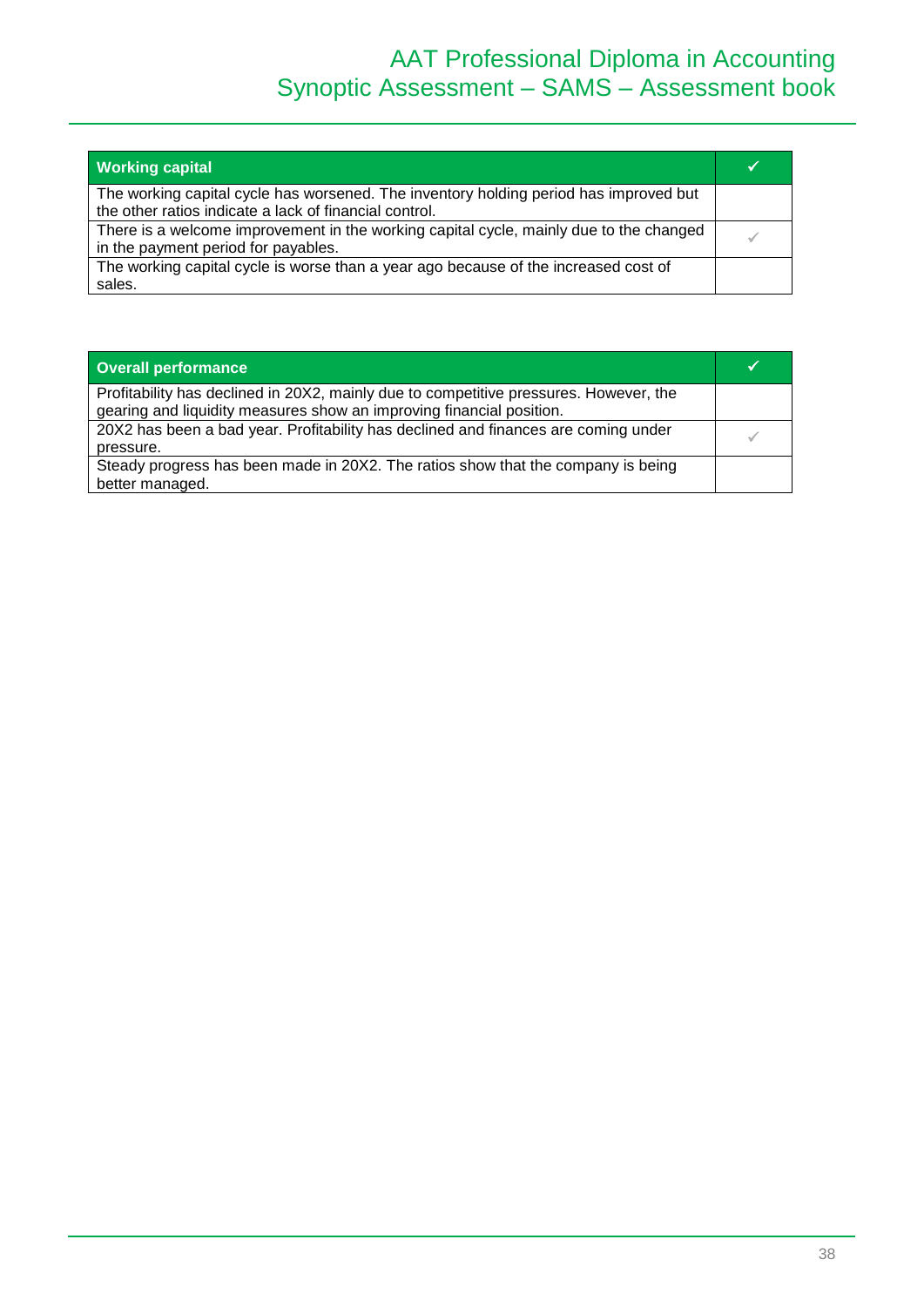| Working capital | ✓ |
|---|---|
| The working capital cycle has worsened. The inventory holding period has improved but the other ratios indicate a lack of financial control. | |
| There is a welcome improvement in the working capital cycle, mainly due to the changed in the payment period for payables. | ✓ |
| The working capital cycle is worse than a year ago because of the increased cost of sales. | |

| Overall performance | ✓ |
|---|---|
| Profitability has declined in 20X2, mainly due to competitive pressures. However, the gearing and liquidity measures show an improving financial position. | |
| 20X2 has been a bad year. Profitability has declined and finances are coming under pressure. | ✓ |
| Steady progress has been made in 20X2. The ratios show that the company is being better managed. | |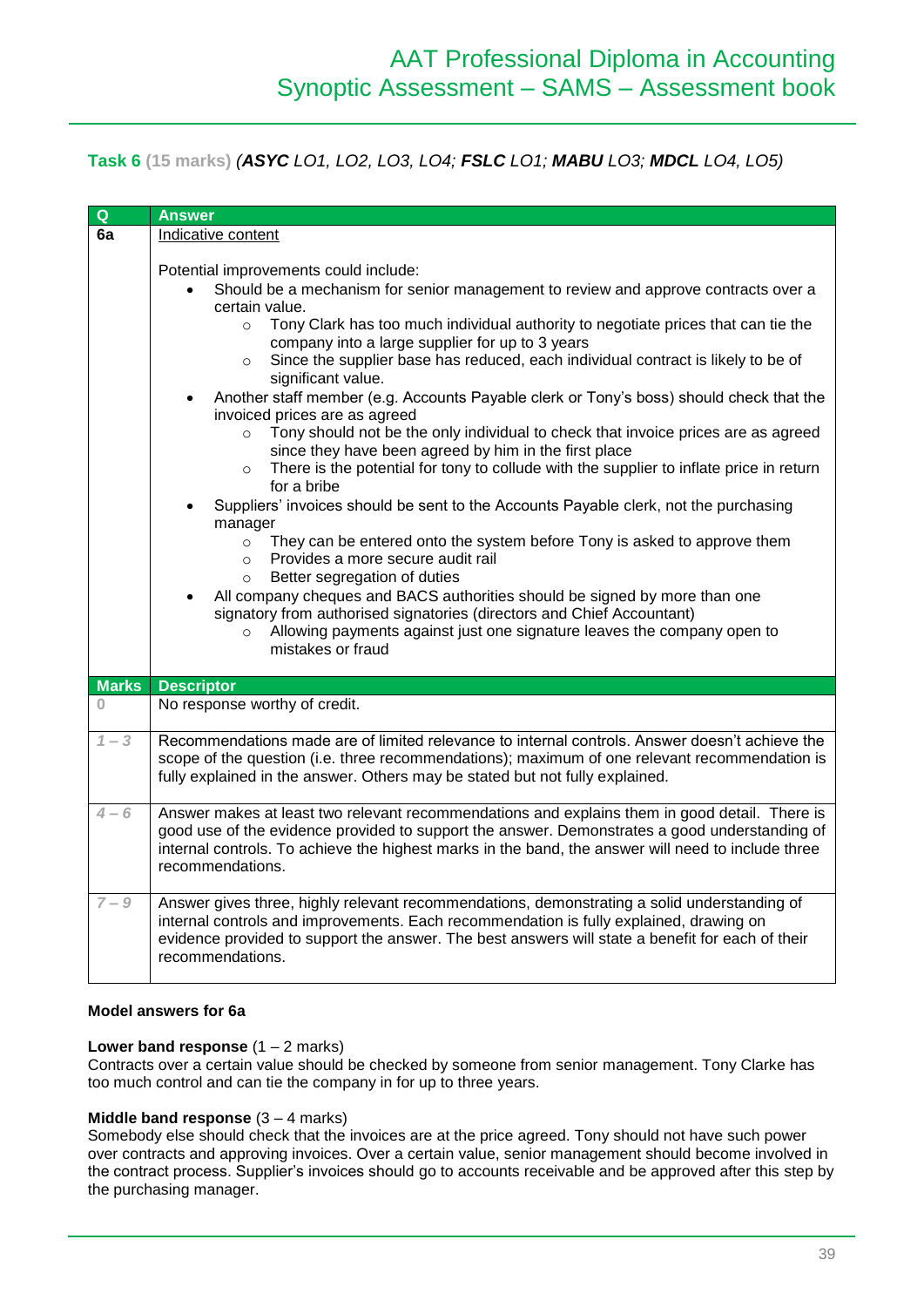### Task 6 (15 marks) (*ASYC LO1, LO2, LO3, LO4; FSLC LO1; MABU LO3; MDCL LO4, LO5*)

| Q | Answer |
|---|---|
| 6a | Indicative content<br><br>Potential improvements could include:<br>• Should be a mechanism for senior management to review and approve contracts over a certain value.<br>&nbsp;&nbsp;&nbsp;&nbsp;○ Tony Clark has too much individual authority to negotiate prices that can tie the company into a large supplier for up to 3 years<br>&nbsp;&nbsp;&nbsp;&nbsp;○ Since the supplier base has reduced, each individual contract is likely to be of significant value.<br>• Another staff member (e.g. Accounts Payable clerk or Tony's boss) should check that the invoiced prices are as agreed<br>&nbsp;&nbsp;&nbsp;&nbsp;○ Tony should not be the only individual to check that invoice prices are as agreed since they have been agreed by him in the first place<br>&nbsp;&nbsp;&nbsp;&nbsp;○ There is the potential for tony to collude with the supplier to inflate price in return for a bribe<br>• Suppliers' invoices should be sent to the Accounts Payable clerk, not the purchasing manager<br>&nbsp;&nbsp;&nbsp;&nbsp;○ They can be entered onto the system before Tony is asked to approve them<br>&nbsp;&nbsp;&nbsp;&nbsp;○ Provides a more secure audit rail<br>&nbsp;&nbsp;&nbsp;&nbsp;○ Better segregation of duties<br>• All company cheques and BACS authorities should be signed by more than one signatory from authorised signatories (directors and Chief Accountant)<br>&nbsp;&nbsp;&nbsp;&nbsp;○ Allowing payments against just one signature leaves the company open to mistakes or fraud |

| Marks | Descriptor |
|---|---|
| 0 | No response worthy of credit. |
| 1 – 3 | Recommendations made are of limited relevance to internal controls. Answer doesn't achieve the scope of the question (i.e. three recommendations); maximum of one relevant recommendation is fully explained in the answer. Others may be stated but not fully explained. |
| 4 – 6 | Answer makes at least two relevant recommendations and explains them in good detail. There is good use of the evidence provided to support the answer. Demonstrates a good understanding of internal controls. To achieve the highest marks in the band, the answer will need to include three recommendations. |
| 7 – 9 | Answer gives three, highly relevant recommendations, demonstrating a solid understanding of internal controls and improvements. Each recommendation is fully explained, drawing on evidence provided to support the answer. The best answers will state a benefit for each of their recommendations. |

**Model answers for 6a**

**Lower band response** (1 – 2 marks)
Contracts over a certain value should be checked by someone from senior management. Tony Clarke has too much control and can tie the company in for up to three years.

**Middle band response** (3 – 4 marks)
Somebody else should check that the invoices are at the price agreed. Tony should not have such power over contracts and approving invoices. Over a certain value, senior management should become involved in the contract process. Supplier's invoices should go to accounts receivable and be approved after this step by the purchasing manager.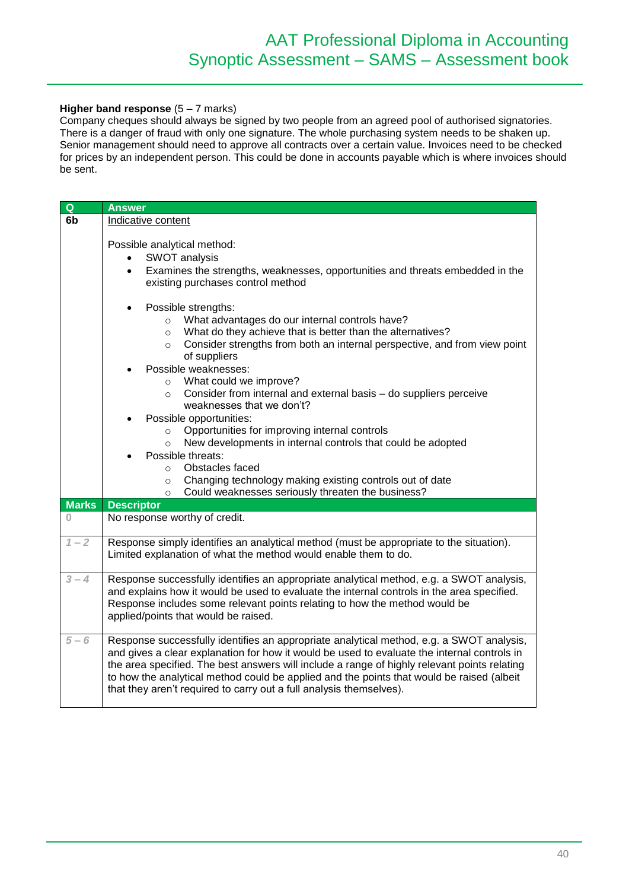**Higher band response** (5 – 7 marks)
Company cheques should always be signed by two people from an agreed pool of authorised signatories. There is a danger of fraud with only one signature. The whole purchasing system needs to be shaken up. Senior management should need to approve all contracts over a certain value. Invoices need to be checked for prices by an independent person. This could be done in accounts payable which is where invoices should be sent.

| Q | Answer |
|---|---|
| 6b | Indicative content<br><br>Possible analytical method:<br>• SWOT analysis<br>• Examines the strengths, weaknesses, opportunities and threats embedded in the existing purchases control method<br><br>• Possible strengths:<br>&nbsp;&nbsp;○ What advantages do our internal controls have?<br>&nbsp;&nbsp;○ What do they achieve that is better than the alternatives?<br>&nbsp;&nbsp;○ Consider strengths from both an internal perspective, and from view point of suppliers<br>• Possible weaknesses:<br>&nbsp;&nbsp;○ What could we improve?<br>&nbsp;&nbsp;○ Consider from internal and external basis – do suppliers perceive weaknesses that we don't?<br>• Possible opportunities:<br>&nbsp;&nbsp;○ Opportunities for improving internal controls<br>&nbsp;&nbsp;○ New developments in internal controls that could be adopted<br>• Possible threats:<br>&nbsp;&nbsp;○ Obstacles faced<br>&nbsp;&nbsp;○ Changing technology making existing controls out of date<br>&nbsp;&nbsp;○ Could weaknesses seriously threaten the business? |

| Marks | Descriptor |
|---|---|
| 0 | No response worthy of credit. |
| 1 – 2 | Response simply identifies an analytical method (must be appropriate to the situation). Limited explanation of what the method would enable them to do. |
| 3 – 4 | Response successfully identifies an appropriate analytical method, e.g. a SWOT analysis, and explains how it would be used to evaluate the internal controls in the area specified. Response includes some relevant points relating to how the method would be applied/points that would be raised. |
| 5 – 6 | Response successfully identifies an appropriate analytical method, e.g. a SWOT analysis, and gives a clear explanation for how it would be used to evaluate the internal controls in the area specified. The best answers will include a range of highly relevant points relating to how the analytical method could be applied and the points that would be raised (albeit that they aren't required to carry out a full analysis themselves). |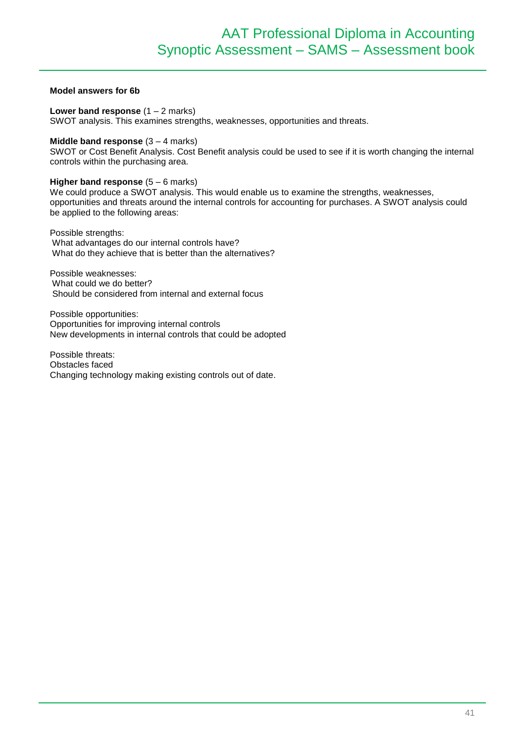**Model answers for 6b**

**Lower band response** (1 – 2 marks)
SWOT analysis. This examines strengths, weaknesses, opportunities and threats.

**Middle band response** (3 – 4 marks)
SWOT or Cost Benefit Analysis. Cost Benefit analysis could be used to see if it is worth changing the internal controls within the purchasing area.

**Higher band response** (5 – 6 marks)
We could produce a SWOT analysis. This would enable us to examine the strengths, weaknesses, opportunities and threats around the internal controls for accounting for purchases. A SWOT analysis could be applied to the following areas:

Possible strengths:
What advantages do our internal controls have?
What do they achieve that is better than the alternatives?

Possible weaknesses:
What could we do better?
Should be considered from internal and external focus

Possible opportunities:
Opportunities for improving internal controls
New developments in internal controls that could be adopted

Possible threats:
Obstacles faced
Changing technology making existing controls out of date.